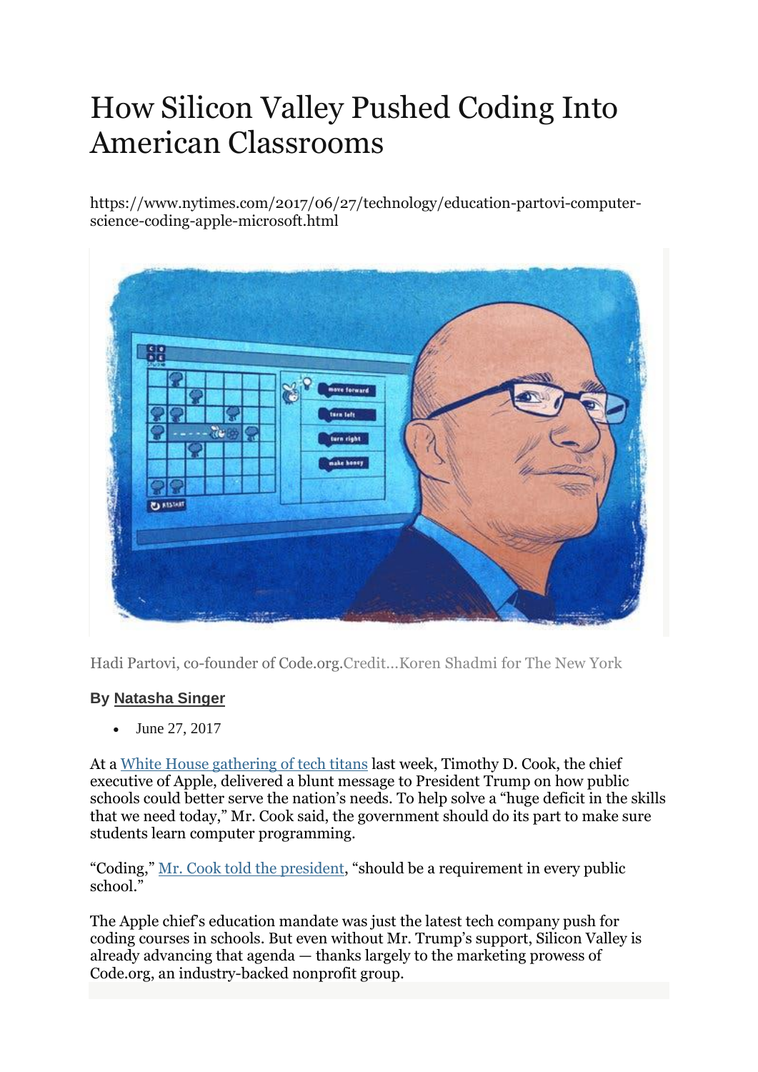# How Silicon Valley Pushed Coding Into American Classrooms

https://www.nytimes.com/2017/06/27/technology/education-partovi-computer-science-coding-apple-microsoft.html

Hadi Partovi, co-founder of Code.org.Credit...Koren Shadmi for The New York

**By Natasha Singer**

- June 27, 2017

At a White House gathering of tech titans last week, Timothy D. Cook, the chief executive of Apple, delivered a blunt message to President Trump on how public schools could better serve the nation's needs. To help solve a "huge deficit in the skills that we need today," Mr. Cook said, the government should do its part to make sure students learn computer programming.

"Coding," Mr. Cook told the president, "should be a requirement in every public school."

The Apple chief's education mandate was just the latest tech company push for coding courses in schools. But even without Mr. Trump's support, Silicon Valley is already advancing that agenda — thanks largely to the marketing prowess of Code.org, an industry-backed nonprofit group.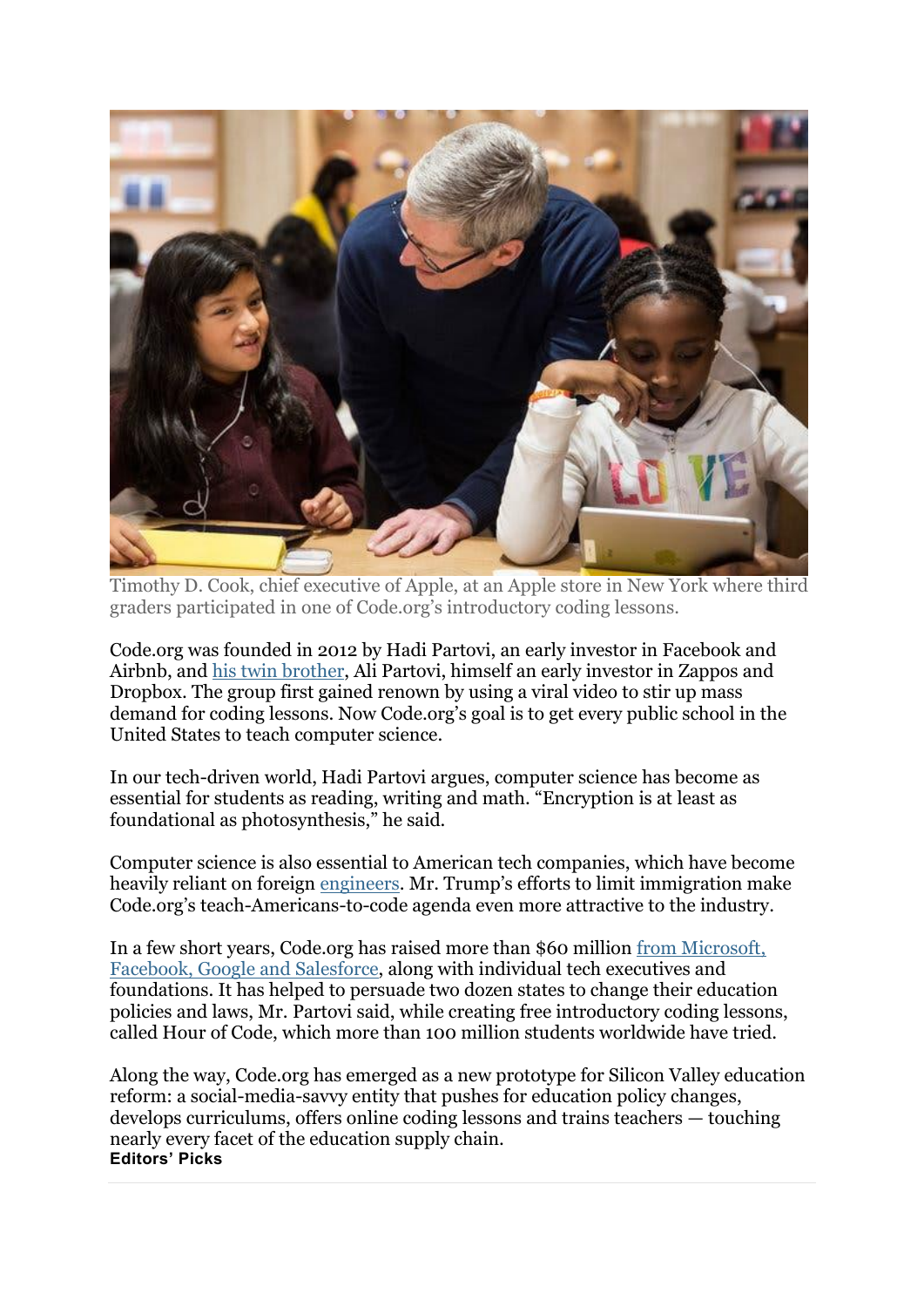Timothy D. Cook, chief executive of Apple, at an Apple store in New York where third graders participated in one of Code.org's introductory coding lessons.

Code.org was founded in 2012 by Hadi Partovi, an early investor in Facebook and Airbnb, and his twin brother, Ali Partovi, himself an early investor in Zappos and Dropbox. The group first gained renown by using a viral video to stir up mass demand for coding lessons. Now Code.org's goal is to get every public school in the United States to teach computer science.

In our tech-driven world, Hadi Partovi argues, computer science has become as essential for students as reading, writing and math. "Encryption is at least as foundational as photosynthesis," he said.

Computer science is also essential to American tech companies, which have become heavily reliant on foreign engineers. Mr. Trump's efforts to limit immigration make Code.org's teach-Americans-to-code agenda even more attractive to the industry.

In a few short years, Code.org has raised more than $60 million from Microsoft, Facebook, Google and Salesforce, along with individual tech executives and foundations. It has helped to persuade two dozen states to change their education policies and laws, Mr. Partovi said, while creating free introductory coding lessons, called Hour of Code, which more than 100 million students worldwide have tried.

Along the way, Code.org has emerged as a new prototype for Silicon Valley education reform: a social-media-savvy entity that pushes for education policy changes, develops curriculums, offers online coding lessons and trains teachers — touching nearly every facet of the education supply chain.

**Editors' Picks**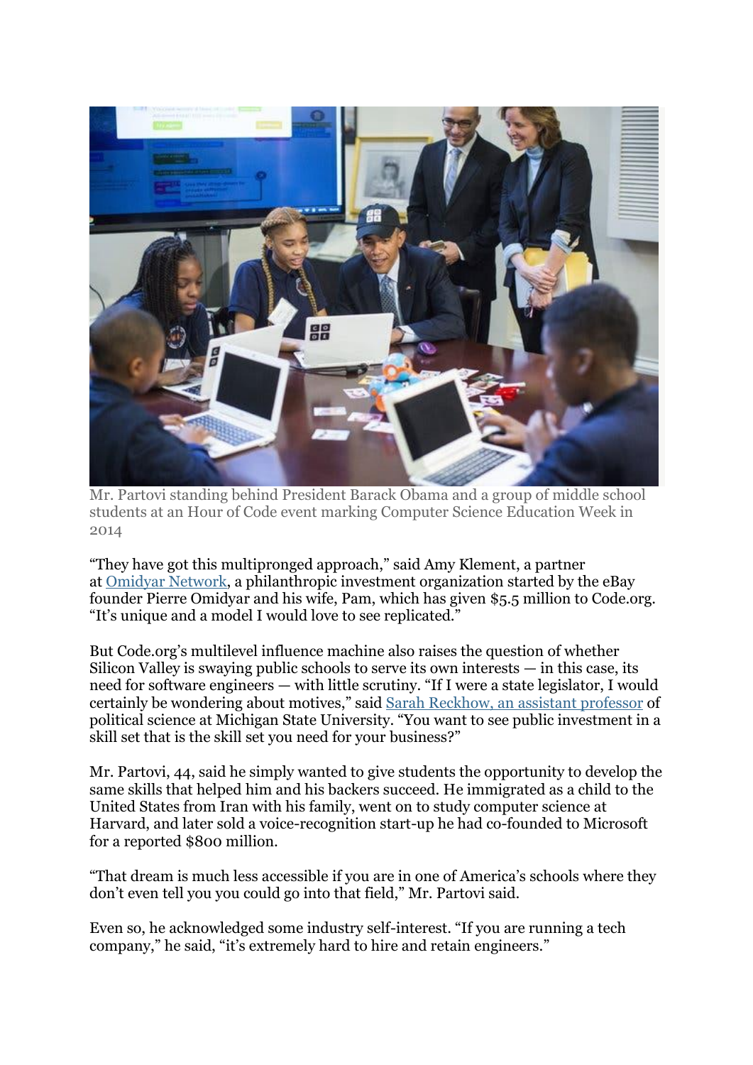Mr. Partovi standing behind President Barack Obama and a group of middle school students at an Hour of Code event marking Computer Science Education Week in 2014

"They have got this multipronged approach," said Amy Klement, a partner at Omidyar Network, a philanthropic investment organization started by the eBay founder Pierre Omidyar and his wife, Pam, which has given $5.5 million to Code.org. "It's unique and a model I would love to see replicated."

But Code.org's multilevel influence machine also raises the question of whether Silicon Valley is swaying public schools to serve its own interests — in this case, its need for software engineers — with little scrutiny. "If I were a state legislator, I would certainly be wondering about motives," said Sarah Reckhow, an assistant professor of political science at Michigan State University. "You want to see public investment in a skill set that is the skill set you need for your business?"

Mr. Partovi, 44, said he simply wanted to give students the opportunity to develop the same skills that helped him and his backers succeed. He immigrated as a child to the United States from Iran with his family, went on to study computer science at Harvard, and later sold a voice-recognition start-up he had co-founded to Microsoft for a reported $800 million.

"That dream is much less accessible if you are in one of America's schools where they don't even tell you you could go into that field," Mr. Partovi said.

Even so, he acknowledged some industry self-interest. "If you are running a tech company," he said, "it's extremely hard to hire and retain engineers."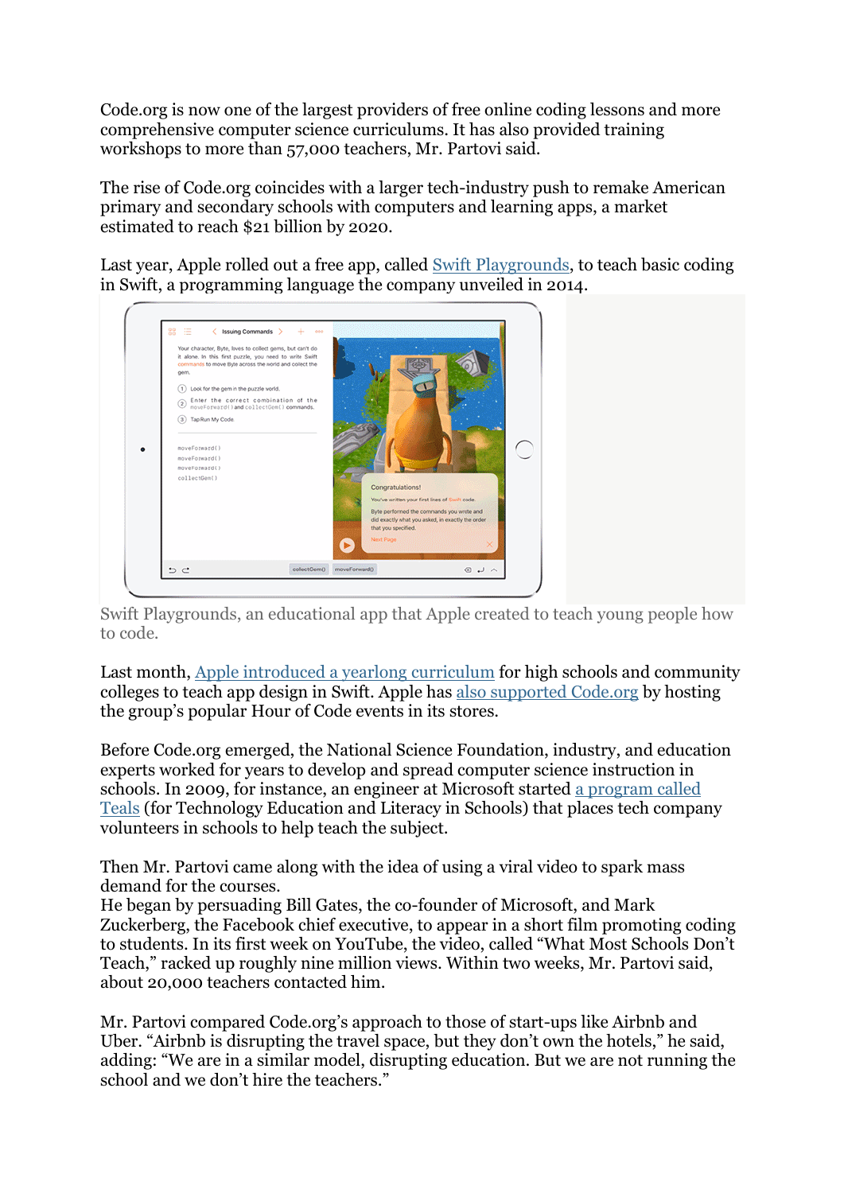Code.org is now one of the largest providers of free online coding lessons and more comprehensive computer science curriculums. It has also provided training workshops to more than 57,000 teachers, Mr. Partovi said.

The rise of Code.org coincides with a larger tech-industry push to remake American primary and secondary schools with computers and learning apps, a market estimated to reach $21 billion by 2020.

Last year, Apple rolled out a free app, called Swift Playgrounds, to teach basic coding in Swift, a programming language the company unveiled in 2014.

Swift Playgrounds, an educational app that Apple created to teach young people how to code.

Last month, Apple introduced a yearlong curriculum for high schools and community colleges to teach app design in Swift. Apple has also supported Code.org by hosting the group's popular Hour of Code events in its stores.

Before Code.org emerged, the National Science Foundation, industry, and education experts worked for years to develop and spread computer science instruction in schools. In 2009, for instance, an engineer at Microsoft started a program called Teals (for Technology Education and Literacy in Schools) that places tech company volunteers in schools to help teach the subject.

Then Mr. Partovi came along with the idea of using a viral video to spark mass demand for the courses.
He began by persuading Bill Gates, the co-founder of Microsoft, and Mark Zuckerberg, the Facebook chief executive, to appear in a short film promoting coding to students. In its first week on YouTube, the video, called "What Most Schools Don't Teach," racked up roughly nine million views. Within two weeks, Mr. Partovi said, about 20,000 teachers contacted him.

Mr. Partovi compared Code.org's approach to those of start-ups like Airbnb and Uber. "Airbnb is disrupting the travel space, but they don't own the hotels," he said, adding: "We are in a similar model, disrupting education. But we are not running the school and we don't hire the teachers."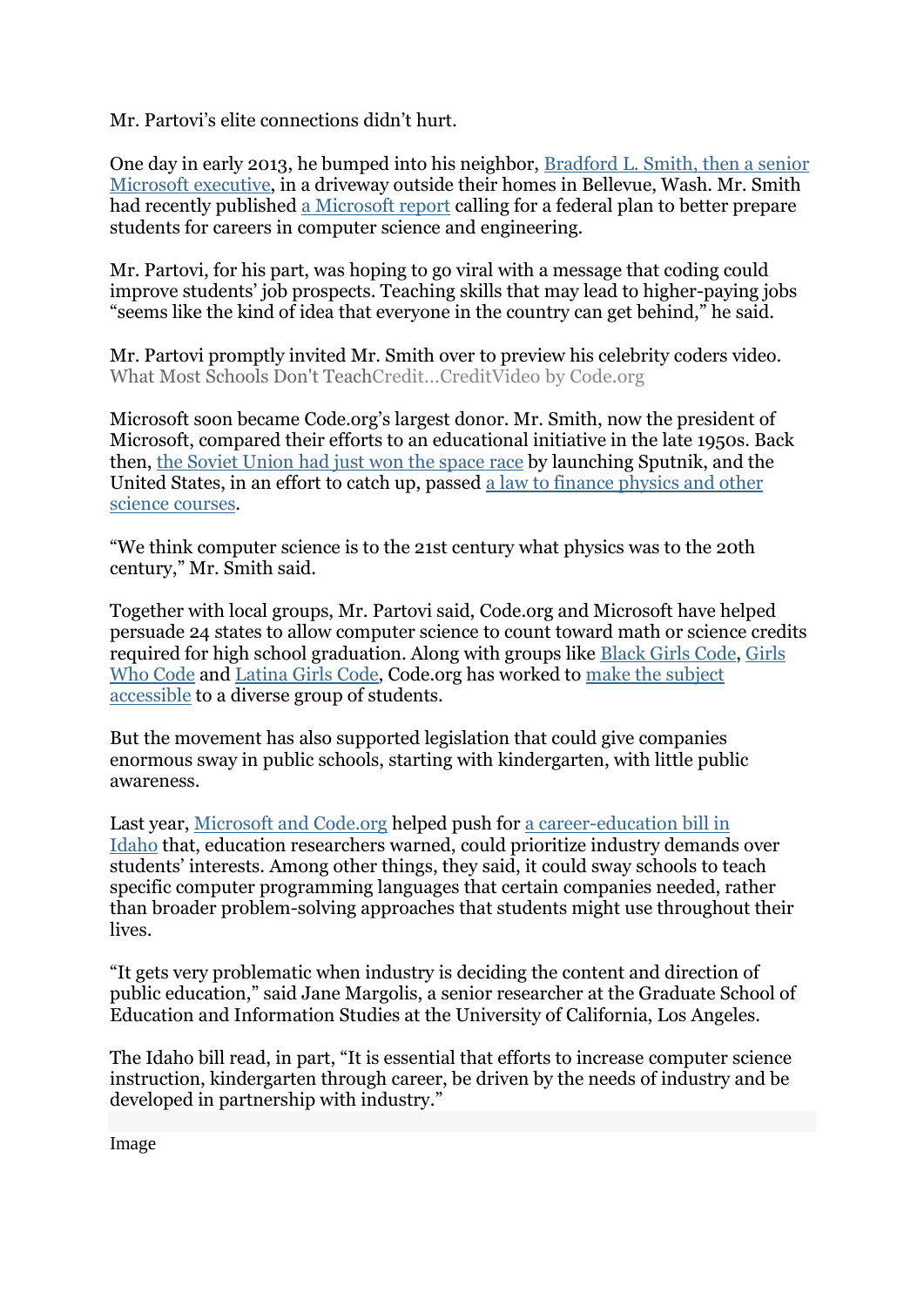Mr. Partovi's elite connections didn't hurt.

One day in early 2013, he bumped into his neighbor, Bradford L. Smith, then a senior Microsoft executive, in a driveway outside their homes in Bellevue, Wash. Mr. Smith had recently published a Microsoft report calling for a federal plan to better prepare students for careers in computer science and engineering.

Mr. Partovi, for his part, was hoping to go viral with a message that coding could improve students' job prospects. Teaching skills that may lead to higher-paying jobs "seems like the kind of idea that everyone in the country can get behind," he said.

Mr. Partovi promptly invited Mr. Smith over to preview his celebrity coders video.
What Most Schools Don't TeachCredit...CreditVideo by Code.org

Microsoft soon became Code.org's largest donor. Mr. Smith, now the president of Microsoft, compared their efforts to an educational initiative in the late 1950s. Back then, the Soviet Union had just won the space race by launching Sputnik, and the United States, in an effort to catch up, passed a law to finance physics and other science courses.

"We think computer science is to the 21st century what physics was to the 20th century," Mr. Smith said.

Together with local groups, Mr. Partovi said, Code.org and Microsoft have helped persuade 24 states to allow computer science to count toward math or science credits required for high school graduation. Along with groups like Black Girls Code, Girls Who Code and Latina Girls Code, Code.org has worked to make the subject accessible to a diverse group of students.

But the movement has also supported legislation that could give companies enormous sway in public schools, starting with kindergarten, with little public awareness.

Last year, Microsoft and Code.org helped push for a career-education bill in Idaho that, education researchers warned, could prioritize industry demands over students' interests. Among other things, they said, it could sway schools to teach specific computer programming languages that certain companies needed, rather than broader problem-solving approaches that students might use throughout their lives.

"It gets very problematic when industry is deciding the content and direction of public education," said Jane Margolis, a senior researcher at the Graduate School of Education and Information Studies at the University of California, Los Angeles.

The Idaho bill read, in part, "It is essential that efforts to increase computer science instruction, kindergarten through career, be driven by the needs of industry and be developed in partnership with industry."

Image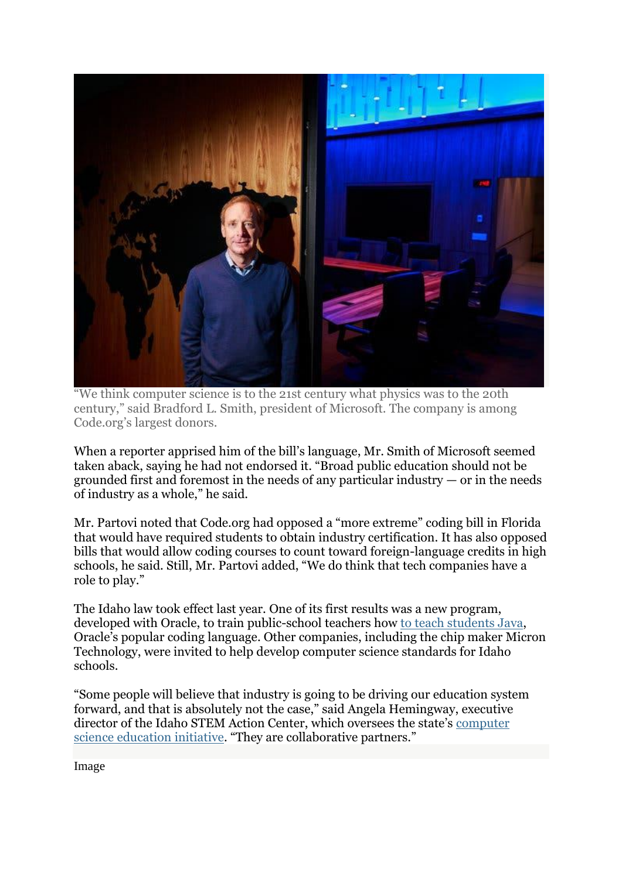"We think computer science is to the 21st century what physics was to the 20th century," said Bradford L. Smith, president of Microsoft. The company is among Code.org's largest donors.

When a reporter apprised him of the bill's language, Mr. Smith of Microsoft seemed taken aback, saying he had not endorsed it. "Broad public education should not be grounded first and foremost in the needs of any particular industry — or in the needs of industry as a whole," he said.

Mr. Partovi noted that Code.org had opposed a "more extreme" coding bill in Florida that would have required students to obtain industry certification. It has also opposed bills that would allow coding courses to count toward foreign-language credits in high schools, he said. Still, Mr. Partovi added, "We do think that tech companies have a role to play."

The Idaho law took effect last year. One of its first results was a new program, developed with Oracle, to train public-school teachers how to teach students Java, Oracle's popular coding language. Other companies, including the chip maker Micron Technology, were invited to help develop computer science standards for Idaho schools.

"Some people will believe that industry is going to be driving our education system forward, and that is absolutely not the case," said Angela Hemingway, executive director of the Idaho STEM Action Center, which oversees the state's computer science education initiative. "They are collaborative partners."

Image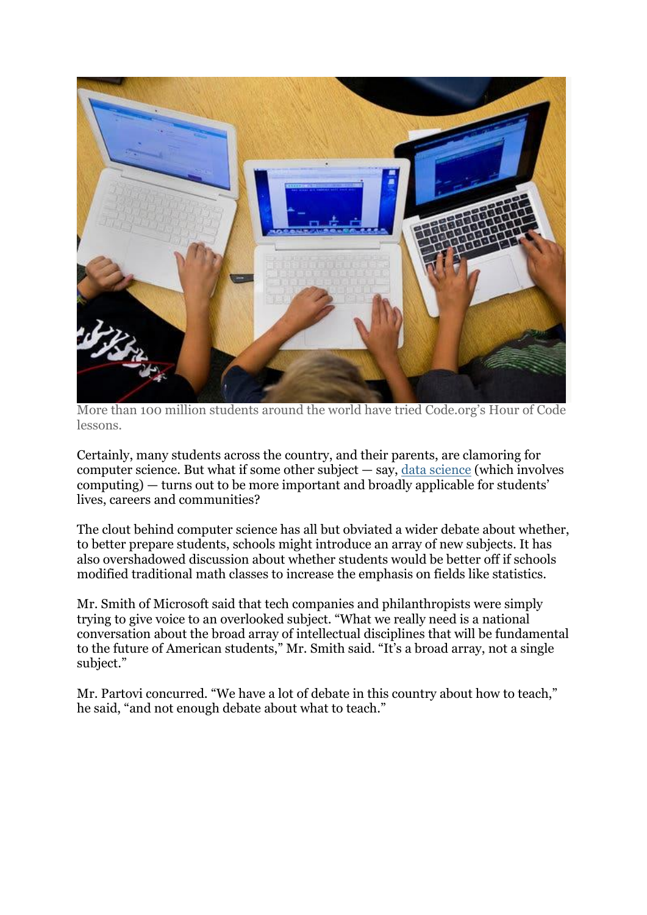More than 100 million students around the world have tried Code.org's Hour of Code lessons.

Certainly, many students across the country, and their parents, are clamoring for computer science. But what if some other subject — say, [data science](#) (which involves computing) — turns out to be more important and broadly applicable for students' lives, careers and communities?

The clout behind computer science has all but obviated a wider debate about whether, to better prepare students, schools might introduce an array of new subjects. It has also overshadowed discussion about whether students would be better off if schools modified traditional math classes to increase the emphasis on fields like statistics.

Mr. Smith of Microsoft said that tech companies and philanthropists were simply trying to give voice to an overlooked subject. "What we really need is a national conversation about the broad array of intellectual disciplines that will be fundamental to the future of American students," Mr. Smith said. "It's a broad array, not a single subject."

Mr. Partovi concurred. "We have a lot of debate in this country about how to teach," he said, "and not enough debate about what to teach."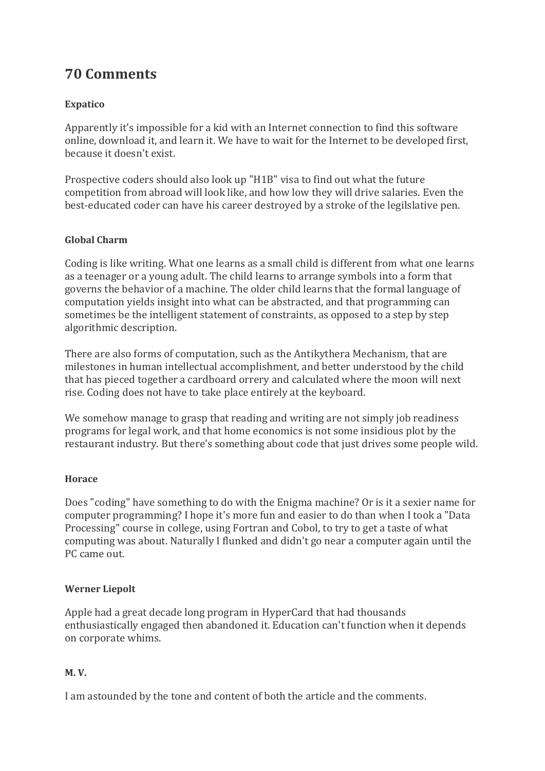## 70 Comments

**Expatico**

Apparently it's impossible for a kid with an Internet connection to find this software online, download it, and learn it. We have to wait for the Internet to be developed first, because it doesn't exist.

Prospective coders should also look up "H1B" visa to find out what the future competition from abroad will look like, and how low they will drive salaries. Even the best-educated coder can have his career destroyed by a stroke of the legilslative pen.

**Global Charm**

Coding is like writing. What one learns as a small child is different from what one learns as a teenager or a young adult. The child learns to arrange symbols into a form that governs the behavior of a machine. The older child learns that the formal language of computation yields insight into what can be abstracted, and that programming can sometimes be the intelligent statement of constraints, as opposed to a step by step algorithmic description.

There are also forms of computation, such as the Antikythera Mechanism, that are milestones in human intellectual accomplishment, and better understood by the child that has pieced together a cardboard orrery and calculated where the moon will next rise. Coding does not have to take place entirely at the keyboard.

We somehow manage to grasp that reading and writing are not simply job readiness programs for legal work, and that home economics is not some insidious plot by the restaurant industry. But there's something about code that just drives some people wild.

**Horace**

Does "coding" have something to do with the Enigma machine? Or is it a sexier name for computer programming? I hope it's more fun and easier to do than when I took a "Data Processing" course in college, using Fortran and Cobol, to try to get a taste of what computing was about. Naturally I flunked and didn't go near a computer again until the PC came out.

**Werner Liepolt**

Apple had a great decade long program in HyperCard that had thousands enthusiastically engaged then abandoned it. Education can't function when it depends on corporate whims.

**M. V.**

I am astounded by the tone and content of both the article and the comments.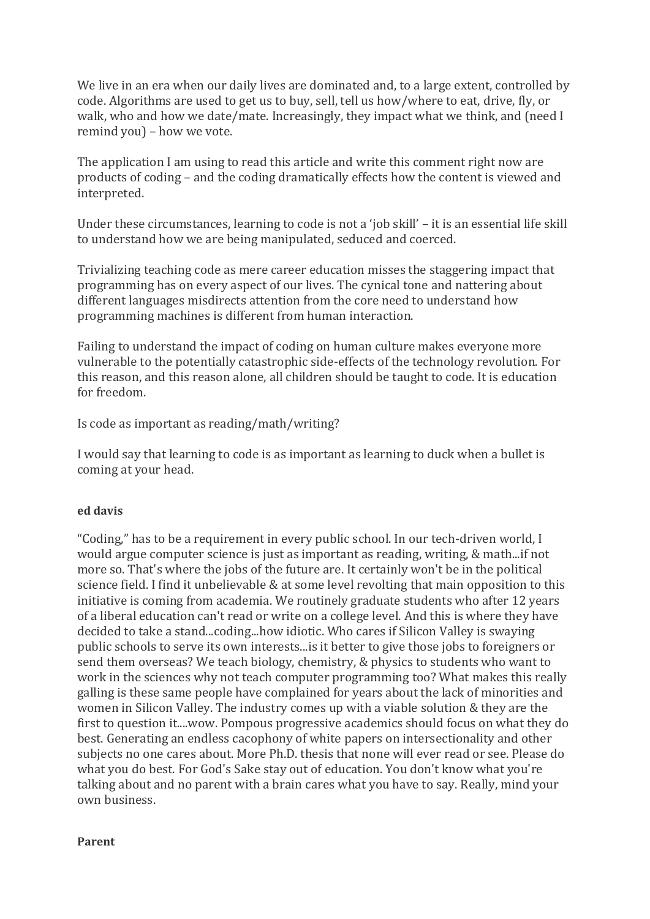We live in an era when our daily lives are dominated and, to a large extent, controlled by code. Algorithms are used to get us to buy, sell, tell us how/where to eat, drive, fly, or walk, who and how we date/mate. Increasingly, they impact what we think, and (need I remind you) – how we vote.

The application I am using to read this article and write this comment right now are products of coding – and the coding dramatically effects how the content is viewed and interpreted.

Under these circumstances, learning to code is not a 'job skill' – it is an essential life skill to understand how we are being manipulated, seduced and coerced.

Trivializing teaching code as mere career education misses the staggering impact that programming has on every aspect of our lives. The cynical tone and nattering about different languages misdirects attention from the core need to understand how programming machines is different from human interaction.

Failing to understand the impact of coding on human culture makes everyone more vulnerable to the potentially catastrophic side-effects of the technology revolution. For this reason, and this reason alone, all children should be taught to code. It is education for freedom.

Is code as important as reading/math/writing?

I would say that learning to code is as important as learning to duck when a bullet is coming at your head.

**ed davis**

"Coding," has to be a requirement in every public school. In our tech-driven world, I would argue computer science is just as important as reading, writing, & math...if not more so. That's where the jobs of the future are. It certainly won't be in the political science field. I find it unbelievable & at some level revolting that main opposition to this initiative is coming from academia. We routinely graduate students who after 12 years of a liberal education can't read or write on a college level. And this is where they have decided to take a stand...coding...how idiotic. Who cares if Silicon Valley is swaying public schools to serve its own interests...is it better to give those jobs to foreigners or send them overseas? We teach biology, chemistry, & physics to students who want to work in the sciences why not teach computer programming too? What makes this really galling is these same people have complained for years about the lack of minorities and women in Silicon Valley. The industry comes up with a viable solution & they are the first to question it....wow. Pompous progressive academics should focus on what they do best. Generating an endless cacophony of white papers on intersectionality and other subjects no one cares about. More Ph.D. thesis that none will ever read or see. Please do what you do best. For God's Sake stay out of education. You don't know what you're talking about and no parent with a brain cares what you have to say. Really, mind your own business.

**Parent**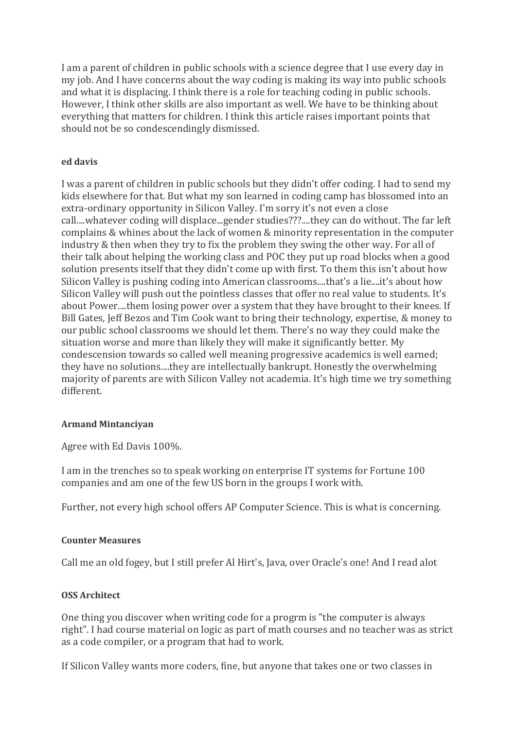I am a parent of children in public schools with a science degree that I use every day in my job. And I have concerns about the way coding is making its way into public schools and what it is displacing. I think there is a role for teaching coding in public schools. However, I think other skills are also important as well. We have to be thinking about everything that matters for children. I think this article raises important points that should not be so condescendingly dismissed.

**ed davis**

I was a parent of children in public schools but they didn't offer coding. I had to send my kids elsewhere for that. But what my son learned in coding camp has blossomed into an extra-ordinary opportunity in Silicon Valley. I'm sorry it's not even a close call....whatever coding will displace...gender studies???....they can do without. The far left complains & whines about the lack of women & minority representation in the computer industry & then when they try to fix the problem they swing the other way. For all of their talk about helping the working class and POC they put up road blocks when a good solution presents itself that they didn't come up with first. To them this isn't about how Silicon Valley is pushing coding into American classrooms....that's a lie....it's about how Silicon Valley will push out the pointless classes that offer no real value to students. It's about Power....them losing power over a system that they have brought to their knees. If Bill Gates, Jeff Bezos and Tim Cook want to bring their technology, expertise, & money to our public school classrooms we should let them. There's no way they could make the situation worse and more than likely they will make it significantly better. My condescension towards so called well meaning progressive academics is well earned; they have no solutions....they are intellectually bankrupt. Honestly the overwhelming majority of parents are with Silicon Valley not academia. It's high time we try something different.

**Armand Mintanciyan**

Agree with Ed Davis 100%.

I am in the trenches so to speak working on enterprise IT systems for Fortune 100 companies and am one of the few US born in the groups I work with.

Further, not every high school offers AP Computer Science. This is what is concerning.

**Counter Measures**

Call me an old fogey, but I still prefer Al Hirt's, Java, over Oracle's one! And I read alot

**OSS Architect**

One thing you discover when writing code for a progrm is "the computer is always right". I had course material on logic as part of math courses and no teacher was as strict as a code compiler, or a program that had to work.

If Silicon Valley wants more coders, fine, but anyone that takes one or two classes in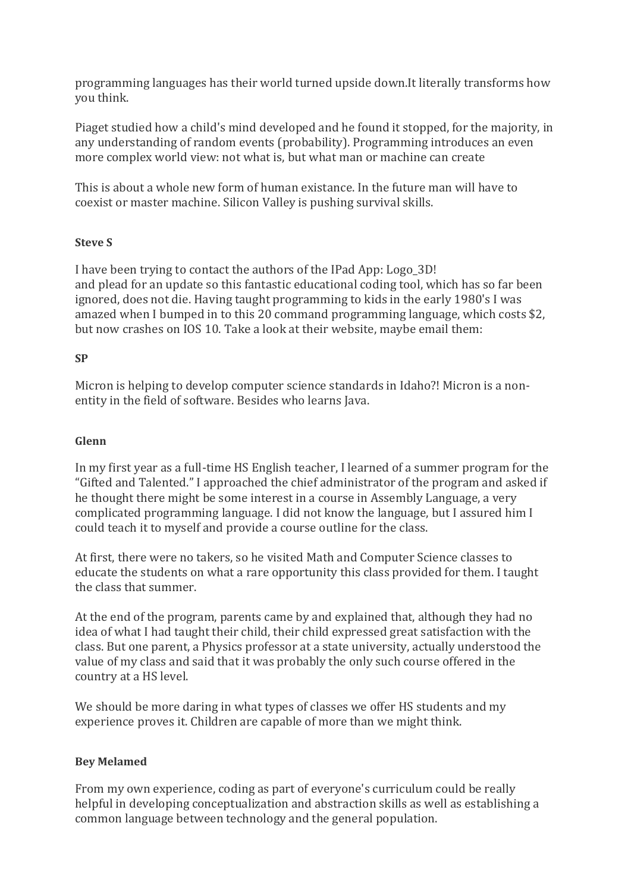programming languages has their world turned upside down.It literally transforms how you think.

Piaget studied how a child's mind developed and he found it stopped, for the majority, in any understanding of random events (probability). Programming introduces an even more complex world view: not what is, but what man or machine can create

This is about a whole new form of human existance. In the future man will have to coexist or master machine. Silicon Valley is pushing survival skills.

**Steve S**

I have been trying to contact the authors of the IPad App: Logo_3D!
and plead for an update so this fantastic educational coding tool, which has so far been ignored, does not die. Having taught programming to kids in the early 1980's I was amazed when I bumped in to this 20 command programming language, which costs $2, but now crashes on IOS 10. Take a look at their website, maybe email them:

**SP**

Micron is helping to develop computer science standards in Idaho?! Micron is a non-entity in the field of software. Besides who learns Java.

**Glenn**

In my first year as a full-time HS English teacher, I learned of a summer program for the "Gifted and Talented." I approached the chief administrator of the program and asked if he thought there might be some interest in a course in Assembly Language, a very complicated programming language. I did not know the language, but I assured him I could teach it to myself and provide a course outline for the class.

At first, there were no takers, so he visited Math and Computer Science classes to educate the students on what a rare opportunity this class provided for them. I taught the class that summer.

At the end of the program, parents came by and explained that, although they had no idea of what I had taught their child, their child expressed great satisfaction with the class. But one parent, a Physics professor at a state university, actually understood the value of my class and said that it was probably the only such course offered in the country at a HS level.

We should be more daring in what types of classes we offer HS students and my experience proves it. Children are capable of more than we might think.

**Bey Melamed**

From my own experience, coding as part of everyone's curriculum could be really helpful in developing conceptualization and abstraction skills as well as establishing a common language between technology and the general population.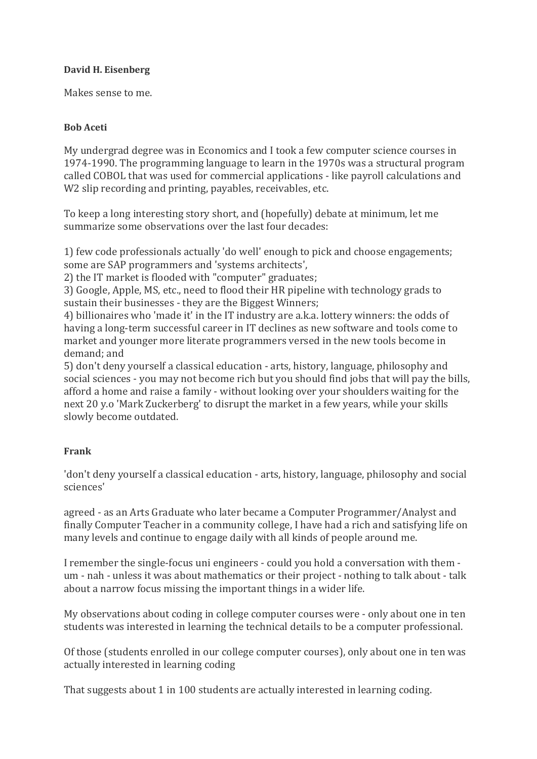**David H. Eisenberg**

Makes sense to me.

**Bob Aceti**

My undergrad degree was in Economics and I took a few computer science courses in 1974-1990. The programming language to learn in the 1970s was a structural program called COBOL that was used for commercial applications - like payroll calculations and W2 slip recording and printing, payables, receivables, etc.

To keep a long interesting story short, and (hopefully) debate at minimum, let me summarize some observations over the last four decades:

1) few code professionals actually 'do well' enough to pick and choose engagements; some are SAP programmers and 'systems architects',
2) the IT market is flooded with "computer" graduates;
3) Google, Apple, MS, etc., need to flood their HR pipeline with technology grads to sustain their businesses - they are the Biggest Winners;
4) billionaires who 'made it' in the IT industry are a.k.a. lottery winners: the odds of having a long-term successful career in IT declines as new software and tools come to market and younger more literate programmers versed in the new tools become in demand; and
5) don't deny yourself a classical education - arts, history, language, philosophy and social sciences - you may not become rich but you should find jobs that will pay the bills, afford a home and raise a family - without looking over your shoulders waiting for the next 20 y.o 'Mark Zuckerberg' to disrupt the market in a few years, while your skills slowly become outdated.

**Frank**

'don't deny yourself a classical education - arts, history, language, philosophy and social sciences'

agreed - as an Arts Graduate who later became a Computer Programmer/Analyst and finally Computer Teacher in a community college, I have had a rich and satisfying life on many levels and continue to engage daily with all kinds of people around me.

I remember the single-focus uni engineers - could you hold a conversation with them - um - nah - unless it was about mathematics or their project - nothing to talk about - talk about a narrow focus missing the important things in a wider life.

My observations about coding in college computer courses were - only about one in ten students was interested in learning the technical details to be a computer professional.

Of those (students enrolled in our college computer courses), only about one in ten was actually interested in learning coding

That suggests about 1 in 100 students are actually interested in learning coding.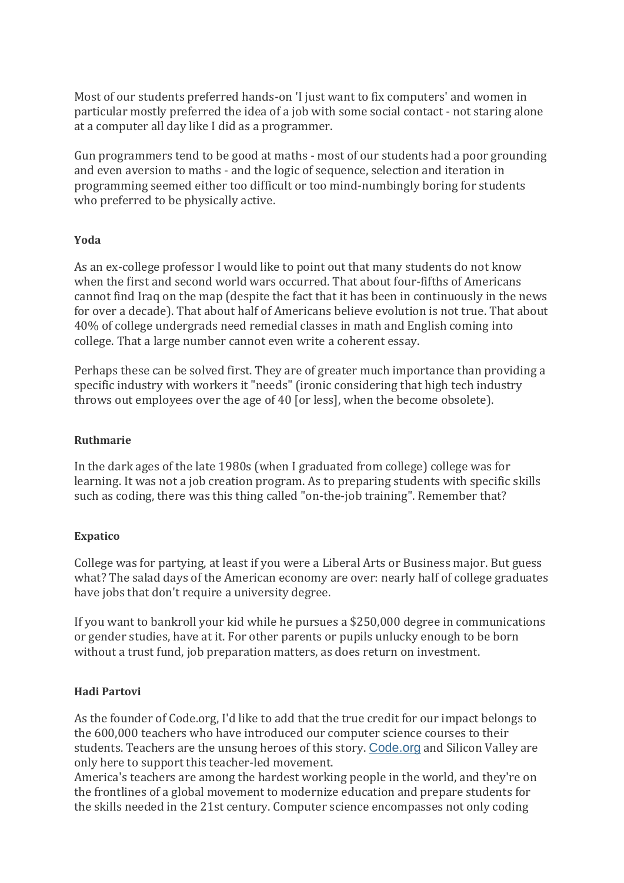Most of our students preferred hands-on 'I just want to fix computers' and women in particular mostly preferred the idea of a job with some social contact - not staring alone at a computer all day like I did as a programmer.

Gun programmers tend to be good at maths - most of our students had a poor grounding and even aversion to maths - and the logic of sequence, selection and iteration in programming seemed either too difficult or too mind-numbingly boring for students who preferred to be physically active.

**Yoda**

As an ex-college professor I would like to point out that many students do not know when the first and second world wars occurred. That about four-fifths of Americans cannot find Iraq on the map (despite the fact that it has been in continuously in the news for over a decade). That about half of Americans believe evolution is not true. That about 40% of college undergrads need remedial classes in math and English coming into college. That a large number cannot even write a coherent essay.

Perhaps these can be solved first. They are of greater much importance than providing a specific industry with workers it "needs" (ironic considering that high tech industry throws out employees over the age of 40 [or less], when the become obsolete).

**Ruthmarie**

In the dark ages of the late 1980s (when I graduated from college) college was for learning. It was not a job creation program. As to preparing students with specific skills such as coding, there was this thing called "on-the-job training". Remember that?

**Expatico**

College was for partying, at least if you were a Liberal Arts or Business major. But guess what? The salad days of the American economy are over: nearly half of college graduates have jobs that don't require a university degree.

If you want to bankroll your kid while he pursues a $250,000 degree in communications or gender studies, have at it. For other parents or pupils unlucky enough to be born without a trust fund, job preparation matters, as does return on investment.

**Hadi Partovi**

As the founder of Code.org, I'd like to add that the true credit for our impact belongs to the 600,000 teachers who have introduced our computer science courses to their students. Teachers are the unsung heroes of this story. Code.org and Silicon Valley are only here to support this teacher-led movement.
America's teachers are among the hardest working people in the world, and they're on the frontlines of a global movement to modernize education and prepare students for the skills needed in the 21st century. Computer science encompasses not only coding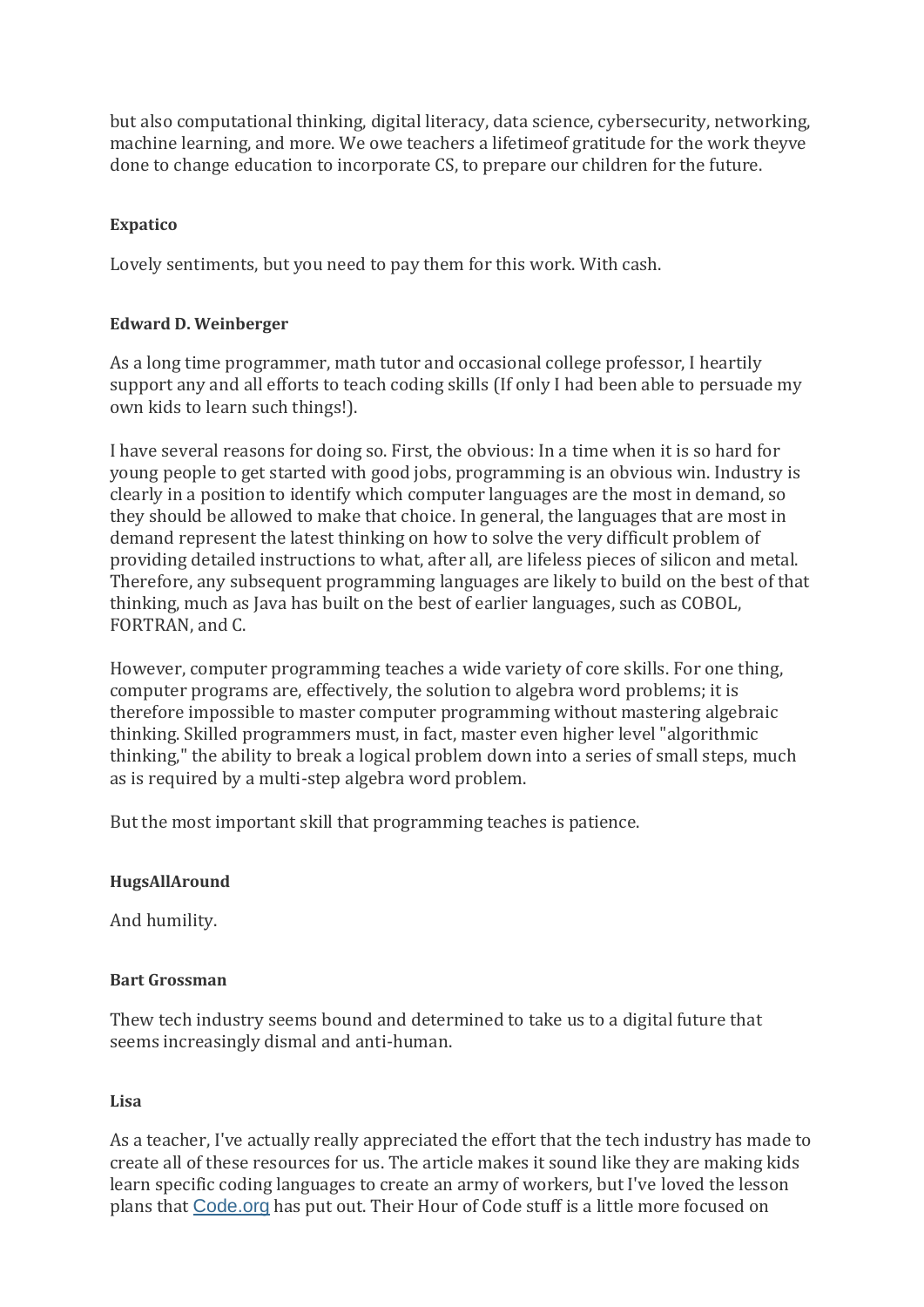but also computational thinking, digital literacy, data science, cybersecurity, networking, machine learning, and more. We owe teachers a lifetimeof gratitude for the work theyve done to change education to incorporate CS, to prepare our children for the future.

**Expatico**

Lovely sentiments, but you need to pay them for this work. With cash.

**Edward D. Weinberger**

As a long time programmer, math tutor and occasional college professor, I heartily support any and all efforts to teach coding skills (If only I had been able to persuade my own kids to learn such things!).

I have several reasons for doing so. First, the obvious: In a time when it is so hard for young people to get started with good jobs, programming is an obvious win. Industry is clearly in a position to identify which computer languages are the most in demand, so they should be allowed to make that choice. In general, the languages that are most in demand represent the latest thinking on how to solve the very difficult problem of providing detailed instructions to what, after all, are lifeless pieces of silicon and metal. Therefore, any subsequent programming languages are likely to build on the best of that thinking, much as Java has built on the best of earlier languages, such as COBOL, FORTRAN, and C.

However, computer programming teaches a wide variety of core skills. For one thing, computer programs are, effectively, the solution to algebra word problems; it is therefore impossible to master computer programming without mastering algebraic thinking. Skilled programmers must, in fact, master even higher level "algorithmic thinking," the ability to break a logical problem down into a series of small steps, much as is required by a multi-step algebra word problem.

But the most important skill that programming teaches is patience.

**HugsAllAround**

And humility.

**Bart Grossman**

Thew tech industry seems bound and determined to take us to a digital future that seems increasingly dismal and anti-human.

**Lisa**

As a teacher, I've actually really appreciated the effort that the tech industry has made to create all of these resources for us. The article makes it sound like they are making kids learn specific coding languages to create an army of workers, but I've loved the lesson plans that [Code.org](http://Code.org) has put out. Their Hour of Code stuff is a little more focused on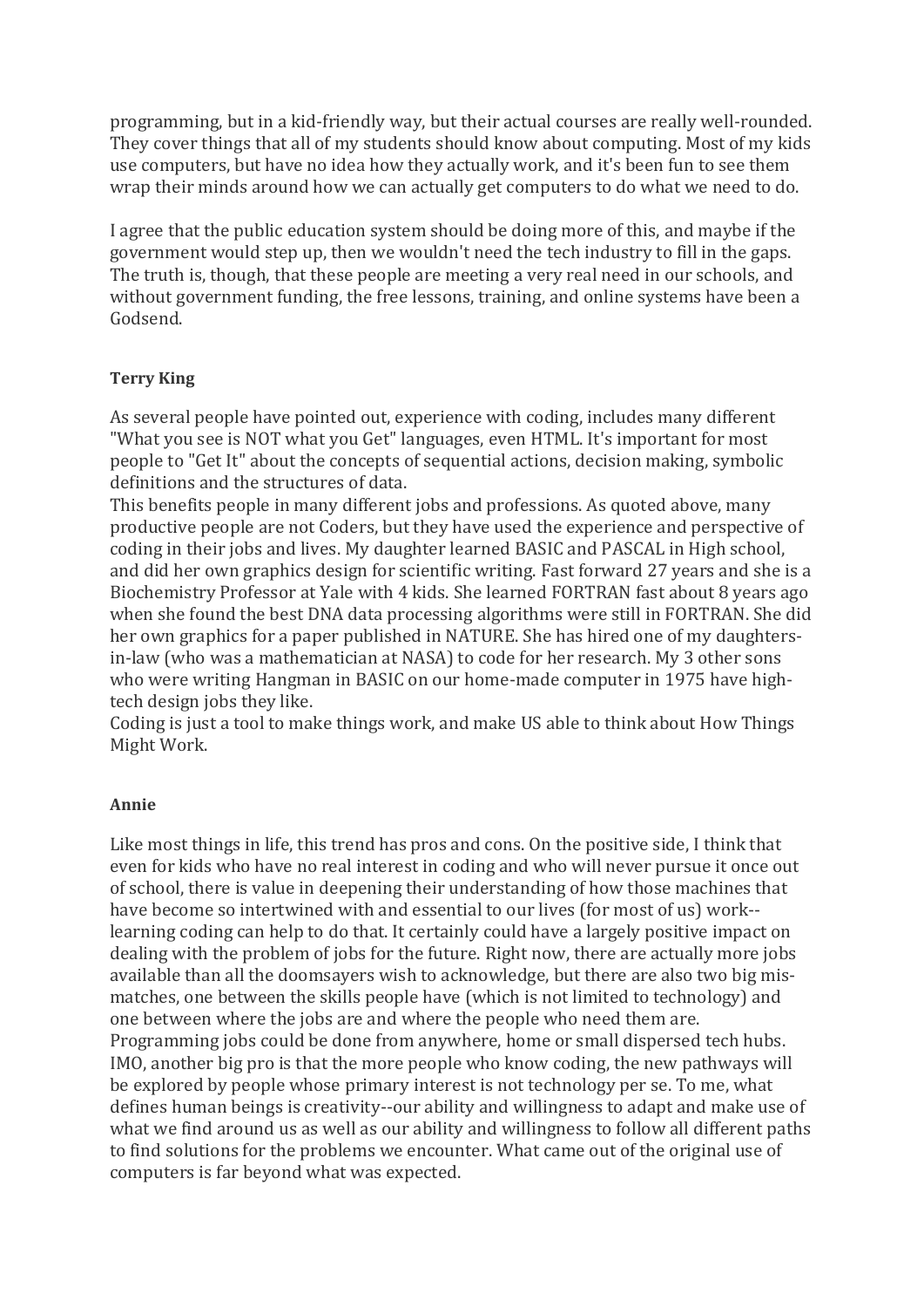programming, but in a kid-friendly way, but their actual courses are really well-rounded. They cover things that all of my students should know about computing. Most of my kids use computers, but have no idea how they actually work, and it's been fun to see them wrap their minds around how we can actually get computers to do what we need to do.

I agree that the public education system should be doing more of this, and maybe if the government would step up, then we wouldn't need the tech industry to fill in the gaps. The truth is, though, that these people are meeting a very real need in our schools, and without government funding, the free lessons, training, and online systems have been a Godsend.

**Terry King**

As several people have pointed out, experience with coding, includes many different "What you see is NOT what you Get" languages, even HTML. It's important for most people to "Get It" about the concepts of sequential actions, decision making, symbolic definitions and the structures of data.
This benefits people in many different jobs and professions. As quoted above, many productive people are not Coders, but they have used the experience and perspective of coding in their jobs and lives. My daughter learned BASIC and PASCAL in High school, and did her own graphics design for scientific writing. Fast forward 27 years and she is a Biochemistry Professor at Yale with 4 kids. She learned FORTRAN fast about 8 years ago when she found the best DNA data processing algorithms were still in FORTRAN. She did her own graphics for a paper published in NATURE. She has hired one of my daughters-in-law (who was a mathematician at NASA) to code for her research. My 3 other sons who were writing Hangman in BASIC on our home-made computer in 1975 have high-tech design jobs they like.
Coding is just a tool to make things work, and make US able to think about How Things Might Work.

**Annie**

Like most things in life, this trend has pros and cons. On the positive side, I think that even for kids who have no real interest in coding and who will never pursue it once out of school, there is value in deepening their understanding of how those machines that have become so intertwined with and essential to our lives (for most of us) work--learning coding can help to do that. It certainly could have a largely positive impact on dealing with the problem of jobs for the future. Right now, there are actually more jobs available than all the doomsayers wish to acknowledge, but there are also two big mis-matches, one between the skills people have (which is not limited to technology) and one between where the jobs are and where the people who need them are. Programming jobs could be done from anywhere, home or small dispersed tech hubs. IMO, another big pro is that the more people who know coding, the new pathways will be explored by people whose primary interest is not technology per se. To me, what defines human beings is creativity--our ability and willingness to adapt and make use of what we find around us as well as our ability and willingness to follow all different paths to find solutions for the problems we encounter. What came out of the original use of computers is far beyond what was expected.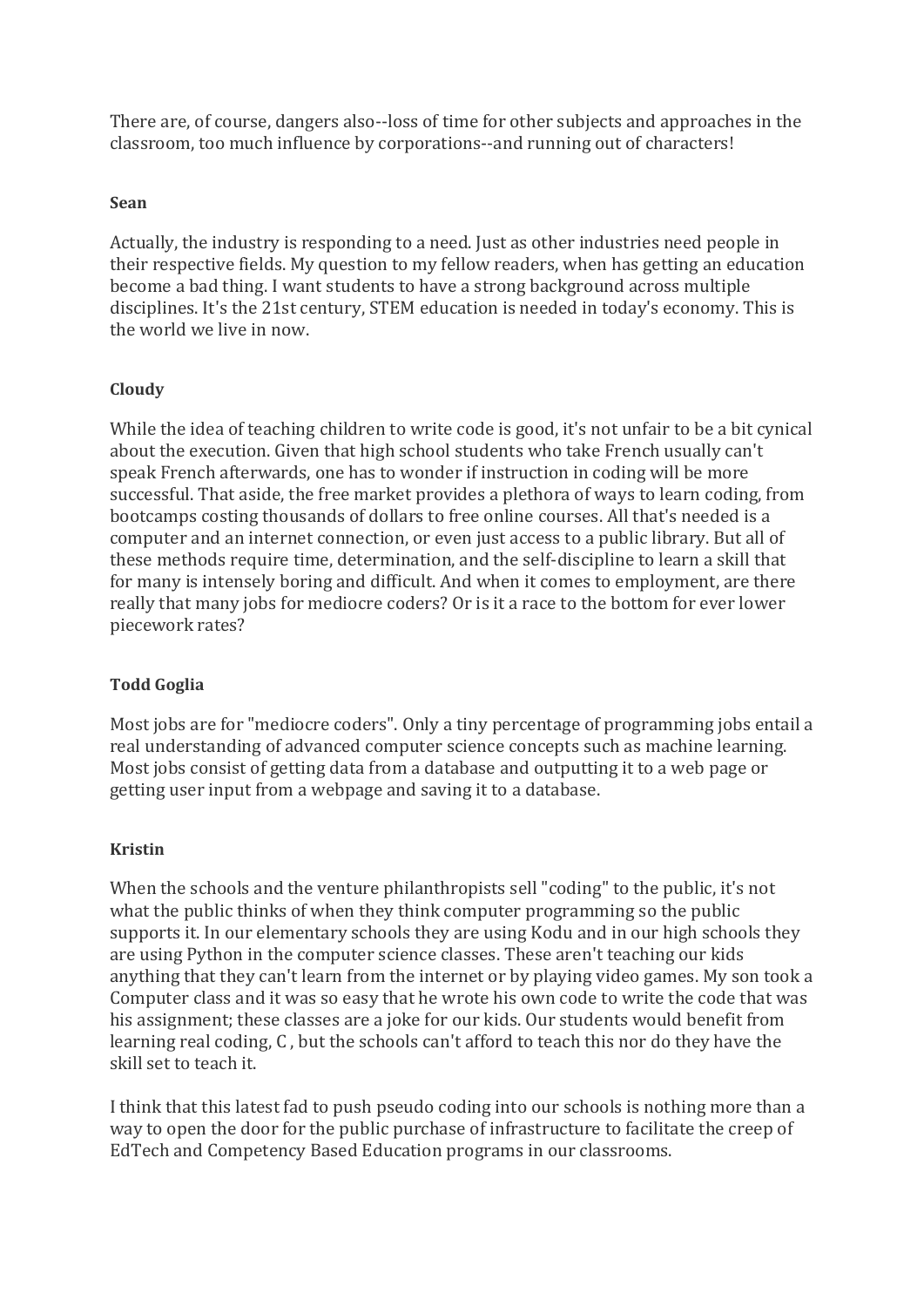There are, of course, dangers also--loss of time for other subjects and approaches in the classroom, too much influence by corporations--and running out of characters!

**Sean**

Actually, the industry is responding to a need. Just as other industries need people in their respective fields. My question to my fellow readers, when has getting an education become a bad thing. I want students to have a strong background across multiple disciplines. It's the 21st century, STEM education is needed in today's economy. This is the world we live in now.

**Cloudy**

While the idea of teaching children to write code is good, it's not unfair to be a bit cynical about the execution. Given that high school students who take French usually can't speak French afterwards, one has to wonder if instruction in coding will be more successful. That aside, the free market provides a plethora of ways to learn coding, from bootcamps costing thousands of dollars to free online courses. All that's needed is a computer and an internet connection, or even just access to a public library. But all of these methods require time, determination, and the self-discipline to learn a skill that for many is intensely boring and difficult. And when it comes to employment, are there really that many jobs for mediocre coders? Or is it a race to the bottom for ever lower piecework rates?

**Todd Goglia**

Most jobs are for "mediocre coders". Only a tiny percentage of programming jobs entail a real understanding of advanced computer science concepts such as machine learning. Most jobs consist of getting data from a database and outputting it to a web page or getting user input from a webpage and saving it to a database.

**Kristin**

When the schools and the venture philanthropists sell "coding" to the public, it's not what the public thinks of when they think computer programming so the public supports it. In our elementary schools they are using Kodu and in our high schools they are using Python in the computer science classes. These aren't teaching our kids anything that they can't learn from the internet or by playing video games. My son took a Computer class and it was so easy that he wrote his own code to write the code that was his assignment; these classes are a joke for our kids. Our students would benefit from learning real coding, C , but the schools can't afford to teach this nor do they have the skill set to teach it.

I think that this latest fad to push pseudo coding into our schools is nothing more than a way to open the door for the public purchase of infrastructure to facilitate the creep of EdTech and Competency Based Education programs in our classrooms.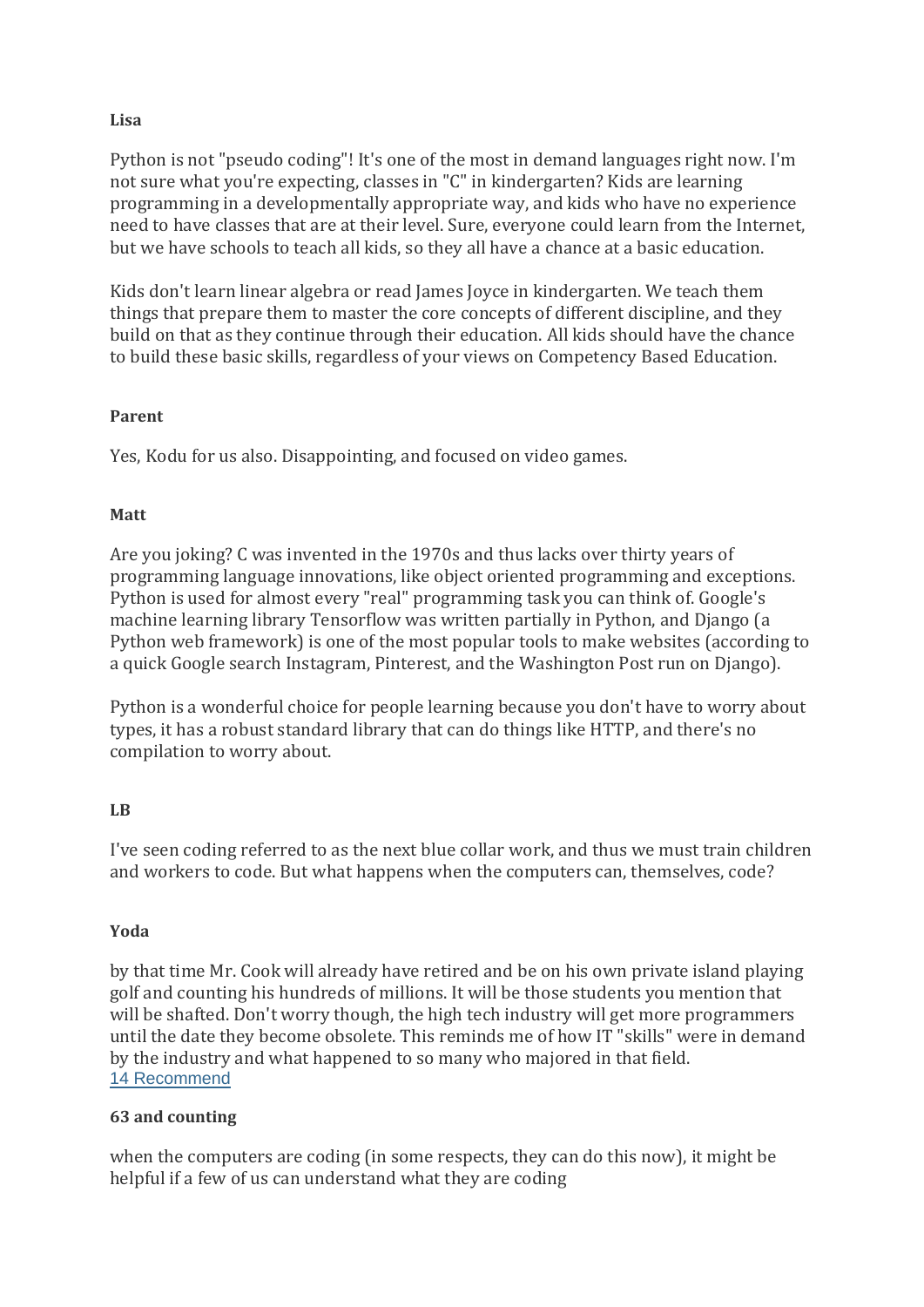**Lisa**

Python is not "pseudo coding"! It's one of the most in demand languages right now. I'm not sure what you're expecting, classes in "C" in kindergarten? Kids are learning programming in a developmentally appropriate way, and kids who have no experience need to have classes that are at their level. Sure, everyone could learn from the Internet, but we have schools to teach all kids, so they all have a chance at a basic education.

Kids don't learn linear algebra or read James Joyce in kindergarten. We teach them things that prepare them to master the core concepts of different discipline, and they build on that as they continue through their education. All kids should have the chance to build these basic skills, regardless of your views on Competency Based Education.

**Parent**

Yes, Kodu for us also. Disappointing, and focused on video games.

**Matt**

Are you joking? C was invented in the 1970s and thus lacks over thirty years of programming language innovations, like object oriented programming and exceptions. Python is used for almost every "real" programming task you can think of. Google's machine learning library Tensorflow was written partially in Python, and Django (a Python web framework) is one of the most popular tools to make websites (according to a quick Google search Instagram, Pinterest, and the Washington Post run on Django).

Python is a wonderful choice for people learning because you don't have to worry about types, it has a robust standard library that can do things like HTTP, and there's no compilation to worry about.

**LB**

I've seen coding referred to as the next blue collar work, and thus we must train children and workers to code. But what happens when the computers can, themselves, code?

**Yoda**

by that time Mr. Cook will already have retired and be on his own private island playing golf and counting his hundreds of millions. It will be those students you mention that will be shafted. Don't worry though, the high tech industry will get more programmers until the date they become obsolete. This reminds me of how IT "skills" were in demand by the industry and what happened to so many who majored in that field.
14 Recommend

**63 and counting**

when the computers are coding (in some respects, they can do this now), it might be helpful if a few of us can understand what they are coding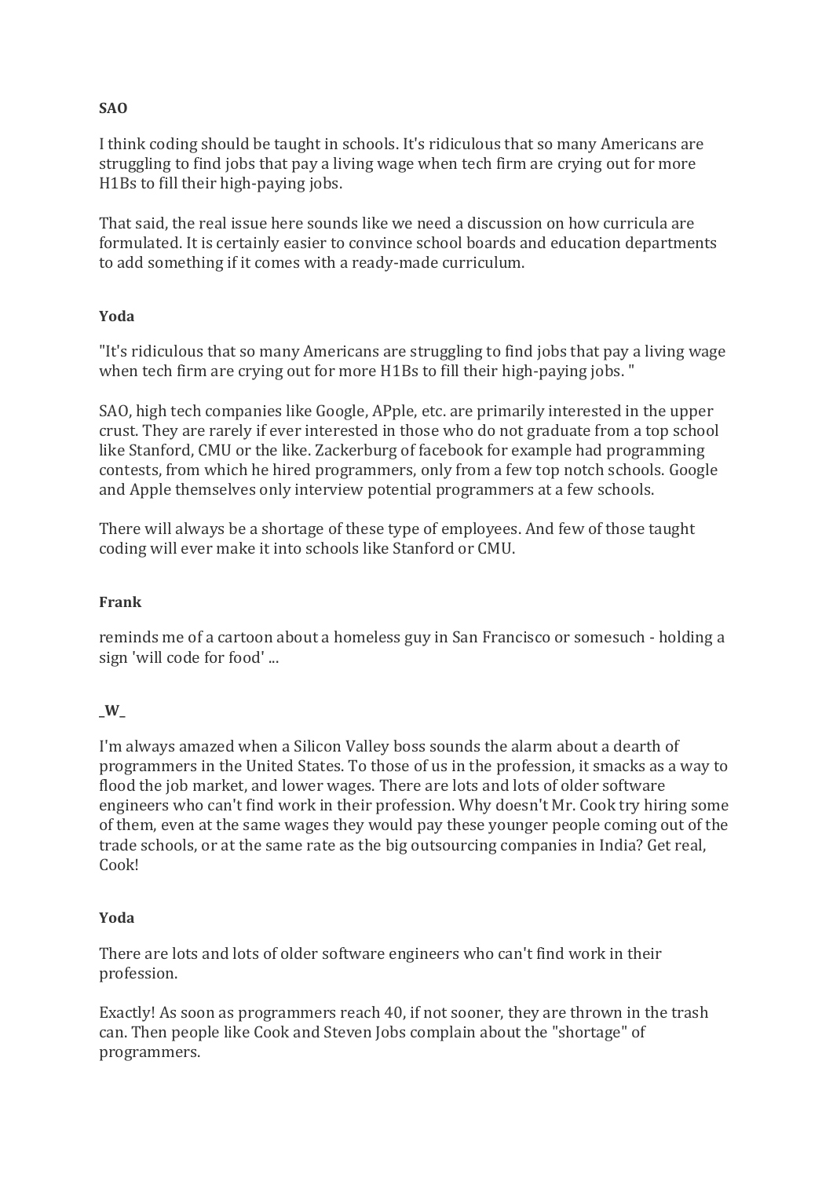**SAO**

I think coding should be taught in schools. It's ridiculous that so many Americans are struggling to find jobs that pay a living wage when tech firm are crying out for more H1Bs to fill their high-paying jobs.

That said, the real issue here sounds like we need a discussion on how curricula are formulated. It is certainly easier to convince school boards and education departments to add something if it comes with a ready-made curriculum.

**Yoda**

"It's ridiculous that so many Americans are struggling to find jobs that pay a living wage when tech firm are crying out for more H1Bs to fill their high-paying jobs. "

SAO, high tech companies like Google, APple, etc. are primarily interested in the upper crust. They are rarely if ever interested in those who do not graduate from a top school like Stanford, CMU or the like. Zackerburg of facebook for example had programming contests, from which he hired programmers, only from a few top notch schools. Google and Apple themselves only interview potential programmers at a few schools.

There will always be a shortage of these type of employees. And few of those taught coding will ever make it into schools like Stanford or CMU.

**Frank**

reminds me of a cartoon about a homeless guy in San Francisco or somesuch - holding a sign 'will code for food' ...

**_W_**

I'm always amazed when a Silicon Valley boss sounds the alarm about a dearth of programmers in the United States. To those of us in the profession, it smacks as a way to flood the job market, and lower wages. There are lots and lots of older software engineers who can't find work in their profession. Why doesn't Mr. Cook try hiring some of them, even at the same wages they would pay these younger people coming out of the trade schools, or at the same rate as the big outsourcing companies in India? Get real, Cook!

**Yoda**

There are lots and lots of older software engineers who can't find work in their profession.

Exactly! As soon as programmers reach 40, if not sooner, they are thrown in the trash can. Then people like Cook and Steven Jobs complain about the "shortage" of programmers.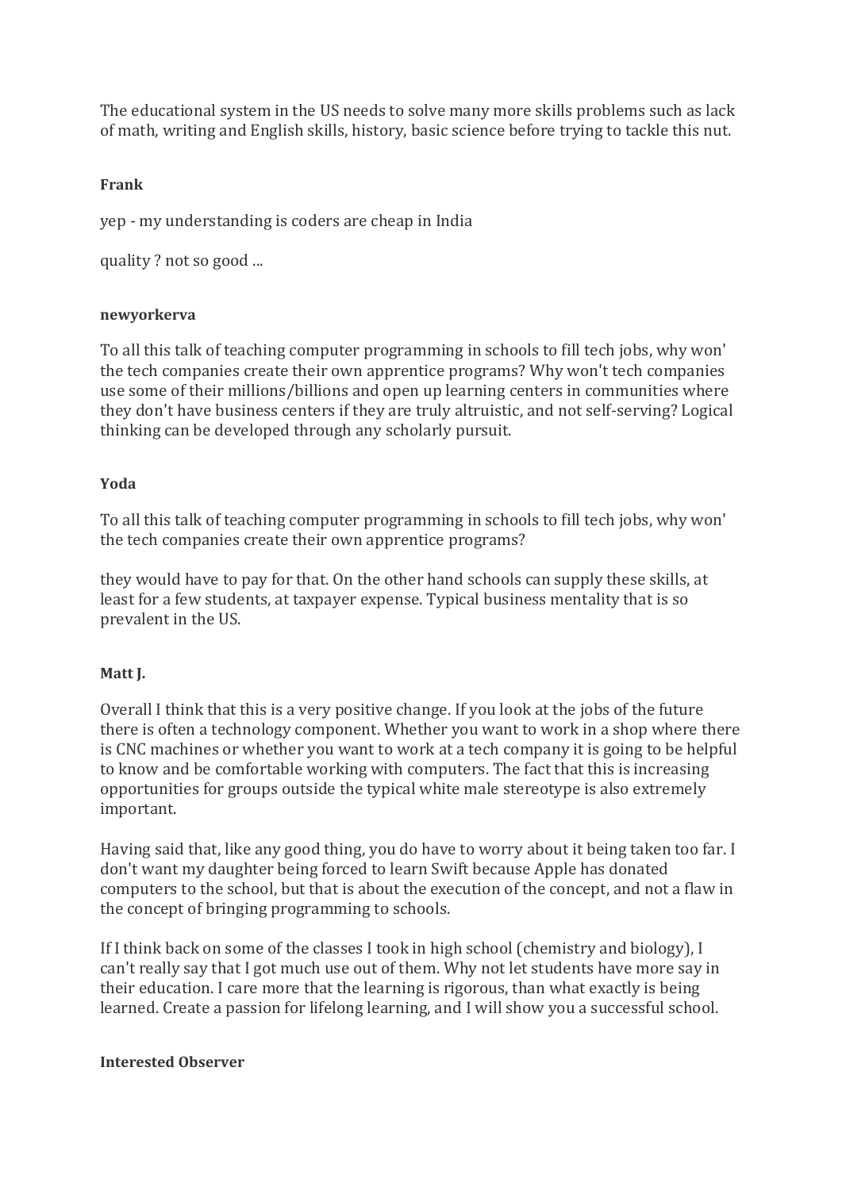The educational system in the US needs to solve many more skills problems such as lack of math, writing and English skills, history, basic science before trying to tackle this nut.

**Frank**

yep - my understanding is coders are cheap in India

quality ? not so good ...

**newyorkerva**

To all this talk of teaching computer programming in schools to fill tech jobs, why won' the tech companies create their own apprentice programs? Why won't tech companies use some of their millions/billions and open up learning centers in communities where they don't have business centers if they are truly altruistic, and not self-serving? Logical thinking can be developed through any scholarly pursuit.

**Yoda**

To all this talk of teaching computer programming in schools to fill tech jobs, why won' the tech companies create their own apprentice programs?

they would have to pay for that. On the other hand schools can supply these skills, at least for a few students, at taxpayer expense. Typical business mentality that is so prevalent in the US.

**Matt J.**

Overall I think that this is a very positive change. If you look at the jobs of the future there is often a technology component. Whether you want to work in a shop where there is CNC machines or whether you want to work at a tech company it is going to be helpful to know and be comfortable working with computers. The fact that this is increasing opportunities for groups outside the typical white male stereotype is also extremely important.

Having said that, like any good thing, you do have to worry about it being taken too far. I don't want my daughter being forced to learn Swift because Apple has donated computers to the school, but that is about the execution of the concept, and not a flaw in the concept of bringing programming to schools.

If I think back on some of the classes I took in high school (chemistry and biology), I can't really say that I got much use out of them. Why not let students have more say in their education. I care more that the learning is rigorous, than what exactly is being learned. Create a passion for lifelong learning, and I will show you a successful school.

**Interested Observer**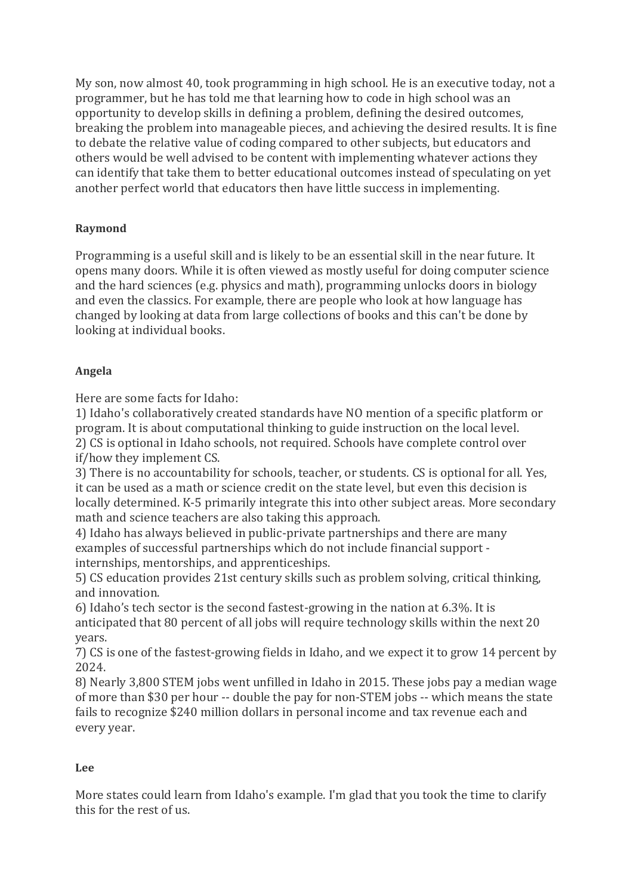My son, now almost 40, took programming in high school. He is an executive today, not a programmer, but he has told me that learning how to code in high school was an opportunity to develop skills in defining a problem, defining the desired outcomes, breaking the problem into manageable pieces, and achieving the desired results. It is fine to debate the relative value of coding compared to other subjects, but educators and others would be well advised to be content with implementing whatever actions they can identify that take them to better educational outcomes instead of speculating on yet another perfect world that educators then have little success in implementing.

**Raymond**

Programming is a useful skill and is likely to be an essential skill in the near future. It opens many doors. While it is often viewed as mostly useful for doing computer science and the hard sciences (e.g. physics and math), programming unlocks doors in biology and even the classics. For example, there are people who look at how language has changed by looking at data from large collections of books and this can't be done by looking at individual books.

**Angela**

Here are some facts for Idaho:
1) Idaho's collaboratively created standards have NO mention of a specific platform or program. It is about computational thinking to guide instruction on the local level.
2) CS is optional in Idaho schools, not required. Schools have complete control over if/how they implement CS.
3) There is no accountability for schools, teacher, or students. CS is optional for all. Yes, it can be used as a math or science credit on the state level, but even this decision is locally determined. K-5 primarily integrate this into other subject areas. More secondary math and science teachers are also taking this approach.
4) Idaho has always believed in public-private partnerships and there are many examples of successful partnerships which do not include financial support - internships, mentorships, and apprenticeships.
5) CS education provides 21st century skills such as problem solving, critical thinking, and innovation.
6) Idaho's tech sector is the second fastest-growing in the nation at 6.3%. It is anticipated that 80 percent of all jobs will require technology skills within the next 20 years.
7) CS is one of the fastest-growing fields in Idaho, and we expect it to grow 14 percent by 2024.
8) Nearly 3,800 STEM jobs went unfilled in Idaho in 2015. These jobs pay a median wage of more than $30 per hour -- double the pay for non-STEM jobs -- which means the state fails to recognize $240 million dollars in personal income and tax revenue each and every year.

**Lee**

More states could learn from Idaho's example. I'm glad that you took the time to clarify this for the rest of us.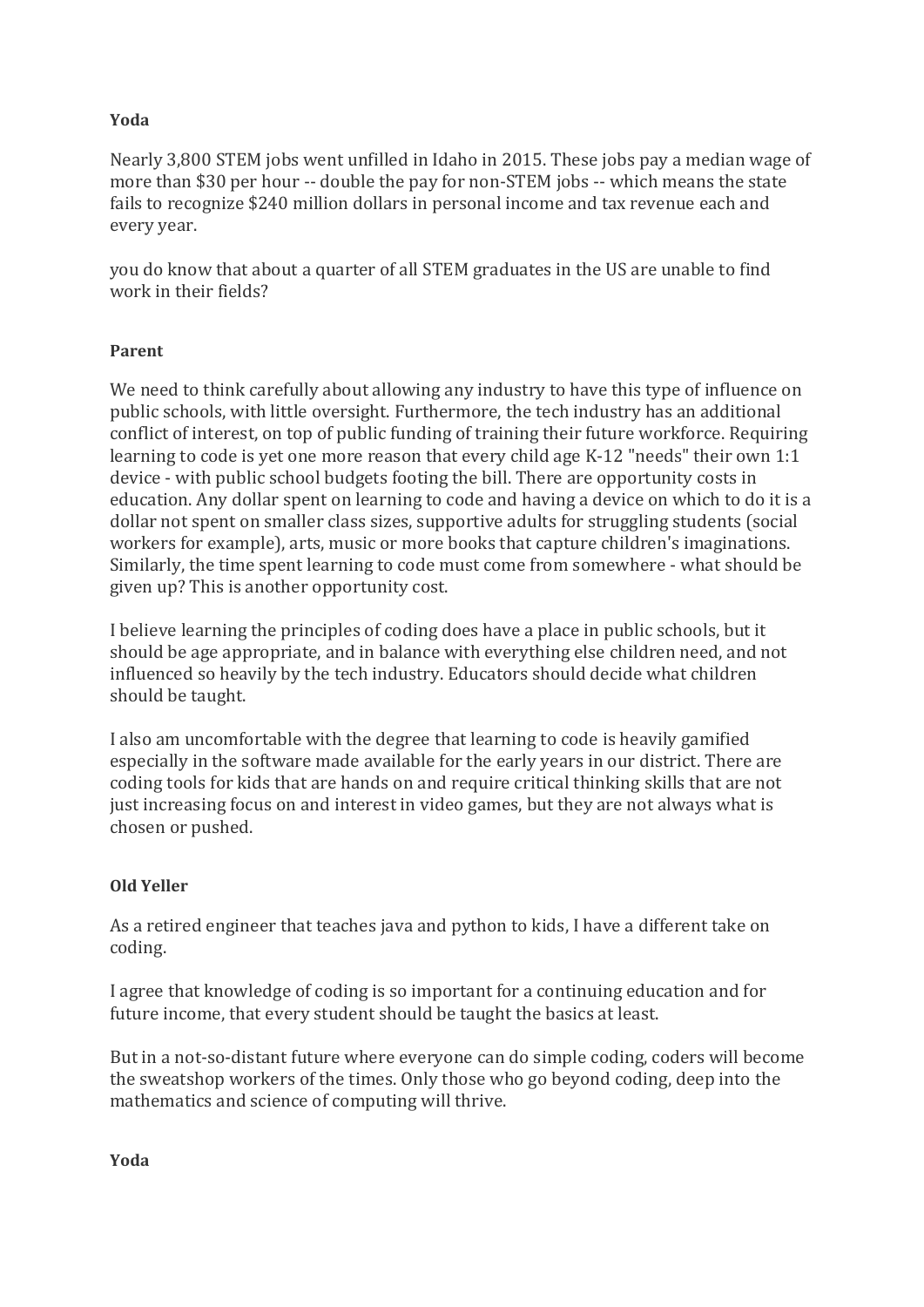**Yoda**

Nearly 3,800 STEM jobs went unfilled in Idaho in 2015. These jobs pay a median wage of more than $30 per hour -- double the pay for non-STEM jobs -- which means the state fails to recognize $240 million dollars in personal income and tax revenue each and every year.

you do know that about a quarter of all STEM graduates in the US are unable to find work in their fields?

**Parent**

We need to think carefully about allowing any industry to have this type of influence on public schools, with little oversight. Furthermore, the tech industry has an additional conflict of interest, on top of public funding of training their future workforce. Requiring learning to code is yet one more reason that every child age K-12 "needs" their own 1:1 device - with public school budgets footing the bill. There are opportunity costs in education. Any dollar spent on learning to code and having a device on which to do it is a dollar not spent on smaller class sizes, supportive adults for struggling students (social workers for example), arts, music or more books that capture children's imaginations. Similarly, the time spent learning to code must come from somewhere - what should be given up? This is another opportunity cost.

I believe learning the principles of coding does have a place in public schools, but it should be age appropriate, and in balance with everything else children need, and not influenced so heavily by the tech industry. Educators should decide what children should be taught.

I also am uncomfortable with the degree that learning to code is heavily gamified especially in the software made available for the early years in our district. There are coding tools for kids that are hands on and require critical thinking skills that are not just increasing focus on and interest in video games, but they are not always what is chosen or pushed.

**Old Yeller**

As a retired engineer that teaches java and python to kids, I have a different take on coding.

I agree that knowledge of coding is so important for a continuing education and for future income, that every student should be taught the basics at least.

But in a not-so-distant future where everyone can do simple coding, coders will become the sweatshop workers of the times. Only those who go beyond coding, deep into the mathematics and science of computing will thrive.

**Yoda**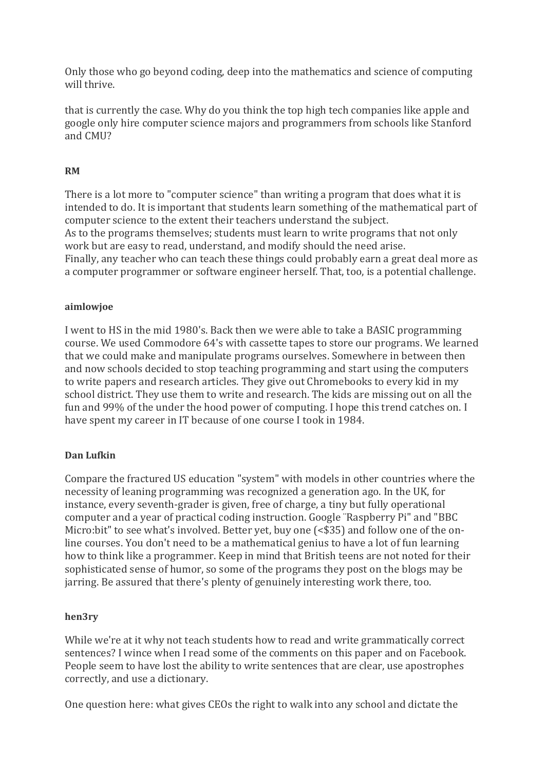Only those who go beyond coding, deep into the mathematics and science of computing will thrive.

that is currently the case. Why do you think the top high tech companies like apple and google only hire computer science majors and programmers from schools like Stanford and CMU?

**RM**

There is a lot more to "computer science" than writing a program that does what it is intended to do. It is important that students learn something of the mathematical part of computer science to the extent their teachers understand the subject.
As to the programs themselves; students must learn to write programs that not only work but are easy to read, understand, and modify should the need arise.
Finally, any teacher who can teach these things could probably earn a great deal more as a computer programmer or software engineer herself. That, too, is a potential challenge.

**aimlowjoe**

I went to HS in the mid 1980's. Back then we were able to take a BASIC programming course. We used Commodore 64's with cassette tapes to store our programs. We learned that we could make and manipulate programs ourselves. Somewhere in between then and now schools decided to stop teaching programming and start using the computers to write papers and research articles. They give out Chromebooks to every kid in my school district. They use them to write and research. The kids are missing out on all the fun and 99% of the under the hood power of computing. I hope this trend catches on. I have spent my career in IT because of one course I took in 1984.

**Dan Lufkin**

Compare the fractured US education "system" with models in other countries where the necessity of leaning programming was recognized a generation ago. In the UK, for instance, every seventh-grader is given, free of charge, a tiny but fully operational computer and a year of practical coding instruction. Google ¨Raspberry Pi" and "BBC Micro:bit" to see what's involved. Better yet, buy one (<$35) and follow one of the on-line courses. You don't need to be a mathematical genius to have a lot of fun learning how to think like a programmer. Keep in mind that British teens are not noted for their sophisticated sense of humor, so some of the programs they post on the blogs may be jarring. Be assured that there's plenty of genuinely interesting work there, too.

**hen3ry**

While we're at it why not teach students how to read and write grammatically correct sentences? I wince when I read some of the comments on this paper and on Facebook. People seem to have lost the ability to write sentences that are clear, use apostrophes correctly, and use a dictionary.

One question here: what gives CEOs the right to walk into any school and dictate the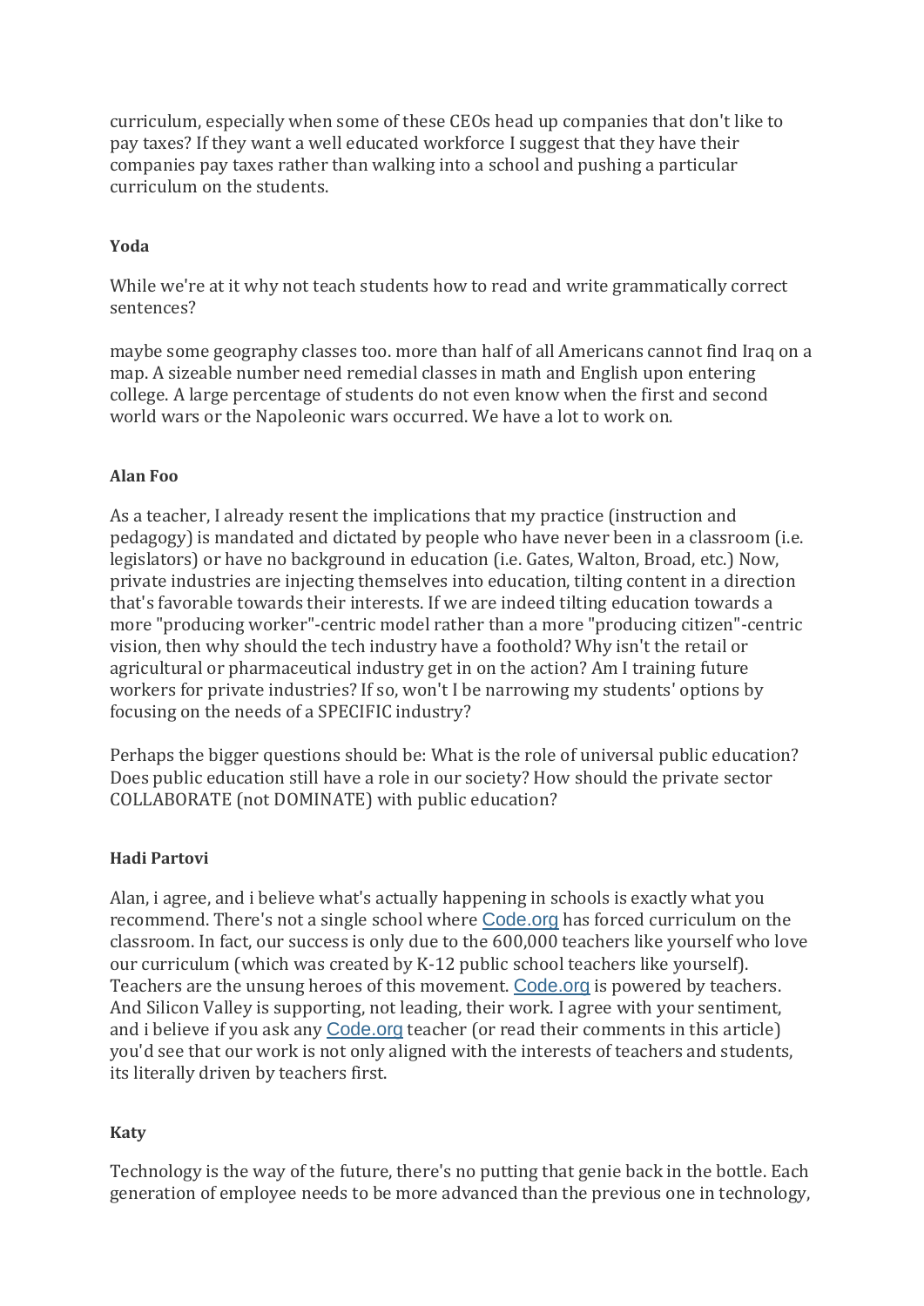curriculum, especially when some of these CEOs head up companies that don't like to pay taxes? If they want a well educated workforce I suggest that they have their companies pay taxes rather than walking into a school and pushing a particular curriculum on the students.

**Yoda**

While we're at it why not teach students how to read and write grammatically correct sentences?

maybe some geography classes too. more than half of all Americans cannot find Iraq on a map. A sizeable number need remedial classes in math and English upon entering college. A large percentage of students do not even know when the first and second world wars or the Napoleonic wars occurred. We have a lot to work on.

**Alan Foo**

As a teacher, I already resent the implications that my practice (instruction and pedagogy) is mandated and dictated by people who have never been in a classroom (i.e. legislators) or have no background in education (i.e. Gates, Walton, Broad, etc.) Now, private industries are injecting themselves into education, tilting content in a direction that's favorable towards their interests. If we are indeed tilting education towards a more "producing worker"-centric model rather than a more "producing citizen"-centric vision, then why should the tech industry have a foothold? Why isn't the retail or agricultural or pharmaceutical industry get in on the action? Am I training future workers for private industries? If so, won't I be narrowing my students' options by focusing on the needs of a SPECIFIC industry?

Perhaps the bigger questions should be: What is the role of universal public education? Does public education still have a role in our society? How should the private sector COLLABORATE (not DOMINATE) with public education?

**Hadi Partovi**

Alan, i agree, and i believe what's actually happening in schools is exactly what you recommend. There's not a single school where Code.org has forced curriculum on the classroom. In fact, our success is only due to the 600,000 teachers like yourself who love our curriculum (which was created by K-12 public school teachers like yourself). Teachers are the unsung heroes of this movement. Code.org is powered by teachers. And Silicon Valley is supporting, not leading, their work. I agree with your sentiment, and i believe if you ask any Code.org teacher (or read their comments in this article) you'd see that our work is not only aligned with the interests of teachers and students, its literally driven by teachers first.

**Katy**

Technology is the way of the future, there's no putting that genie back in the bottle. Each generation of employee needs to be more advanced than the previous one in technology,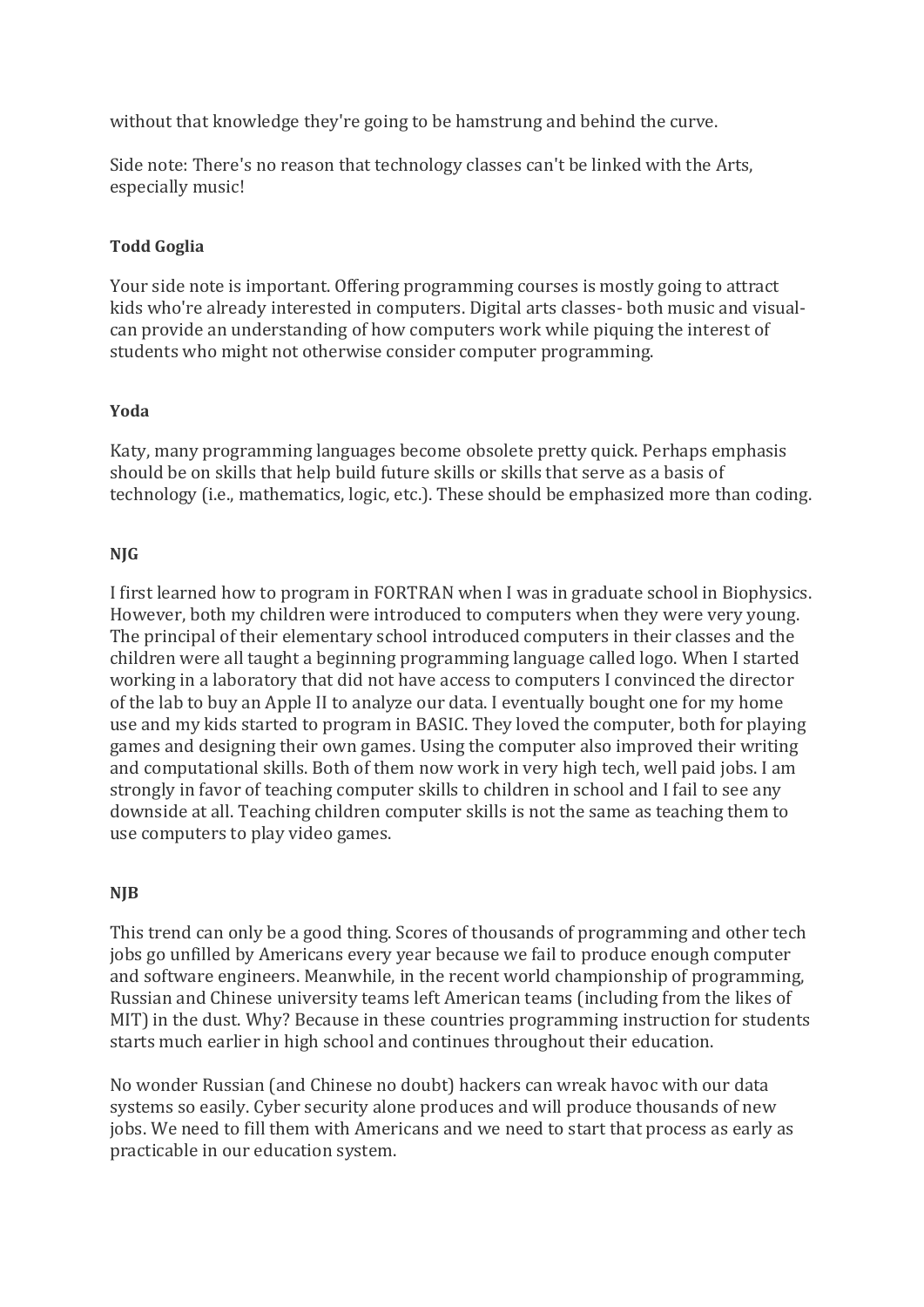without that knowledge they're going to be hamstrung and behind the curve.

Side note: There's no reason that technology classes can't be linked with the Arts, especially music!

**Todd Goglia**

Your side note is important. Offering programming courses is mostly going to attract kids who're already interested in computers. Digital arts classes- both music and visual- can provide an understanding of how computers work while piquing the interest of students who might not otherwise consider computer programming.

**Yoda**

Katy, many programming languages become obsolete pretty quick. Perhaps emphasis should be on skills that help build future skills or skills that serve as a basis of technology (i.e., mathematics, logic, etc.). These should be emphasized more than coding.

**NJG**

I first learned how to program in FORTRAN when I was in graduate school in Biophysics. However, both my children were introduced to computers when they were very young. The principal of their elementary school introduced computers in their classes and the children were all taught a beginning programming language called logo. When I started working in a laboratory that did not have access to computers I convinced the director of the lab to buy an Apple II to analyze our data. I eventually bought one for my home use and my kids started to program in BASIC. They loved the computer, both for playing games and designing their own games. Using the computer also improved their writing and computational skills. Both of them now work in very high tech, well paid jobs. I am strongly in favor of teaching computer skills to children in school and I fail to see any downside at all. Teaching children computer skills is not the same as teaching them to use computers to play video games.

**NJB**

This trend can only be a good thing. Scores of thousands of programming and other tech jobs go unfilled by Americans every year because we fail to produce enough computer and software engineers. Meanwhile, in the recent world championship of programming, Russian and Chinese university teams left American teams (including from the likes of MIT) in the dust. Why? Because in these countries programming instruction for students starts much earlier in high school and continues throughout their education.

No wonder Russian (and Chinese no doubt) hackers can wreak havoc with our data systems so easily. Cyber security alone produces and will produce thousands of new jobs. We need to fill them with Americans and we need to start that process as early as practicable in our education system.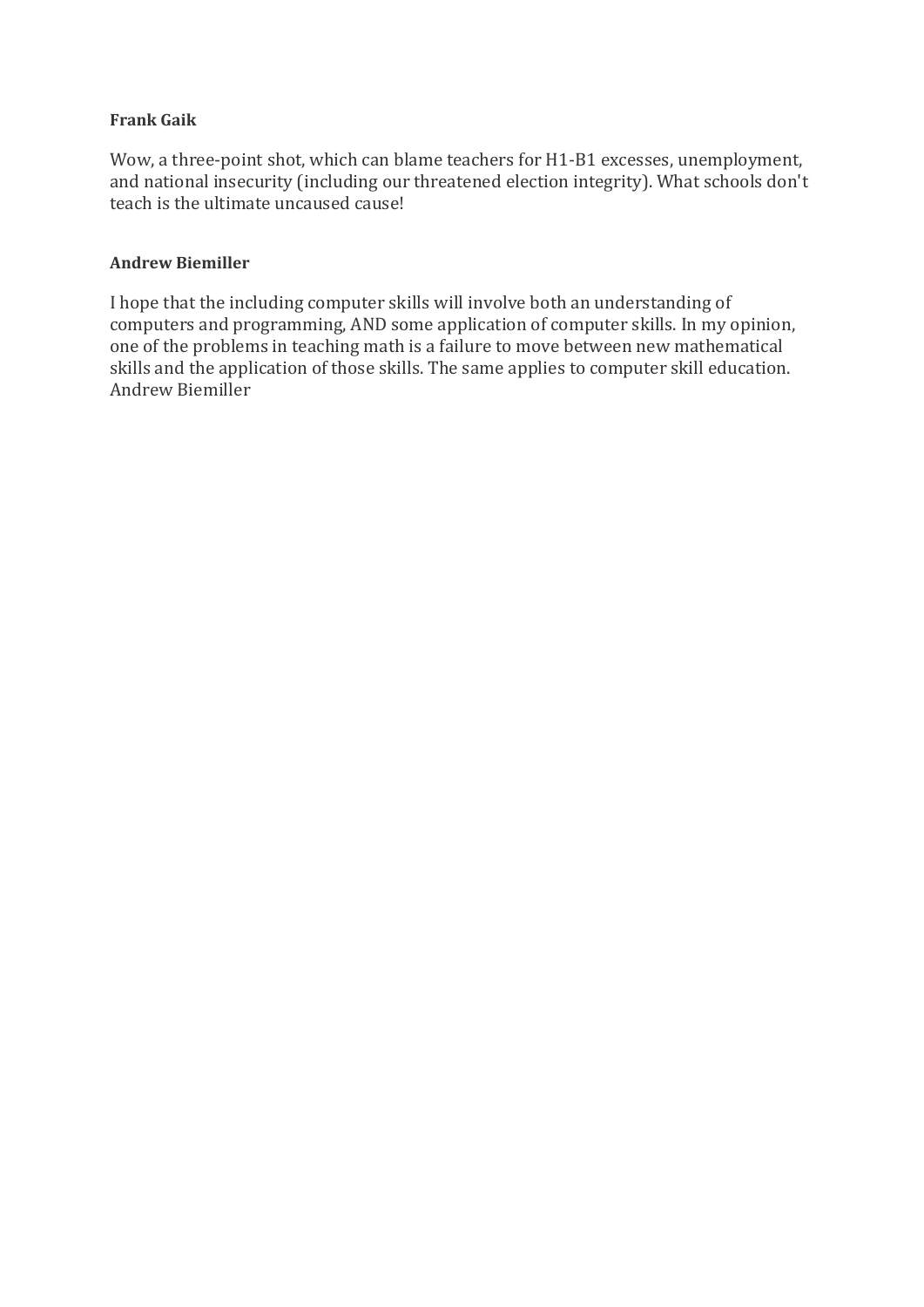**Frank Gaik**

Wow, a three-point shot, which can blame teachers for H1-B1 excesses, unemployment, and national insecurity (including our threatened election integrity). What schools don't teach is the ultimate uncaused cause!

**Andrew Biemiller**

I hope that the including computer skills will involve both an understanding of computers and programming, AND some application of computer skills. In my opinion, one of the problems in teaching math is a failure to move between new mathematical skills and the application of those skills. The same applies to computer skill education.
Andrew Biemiller